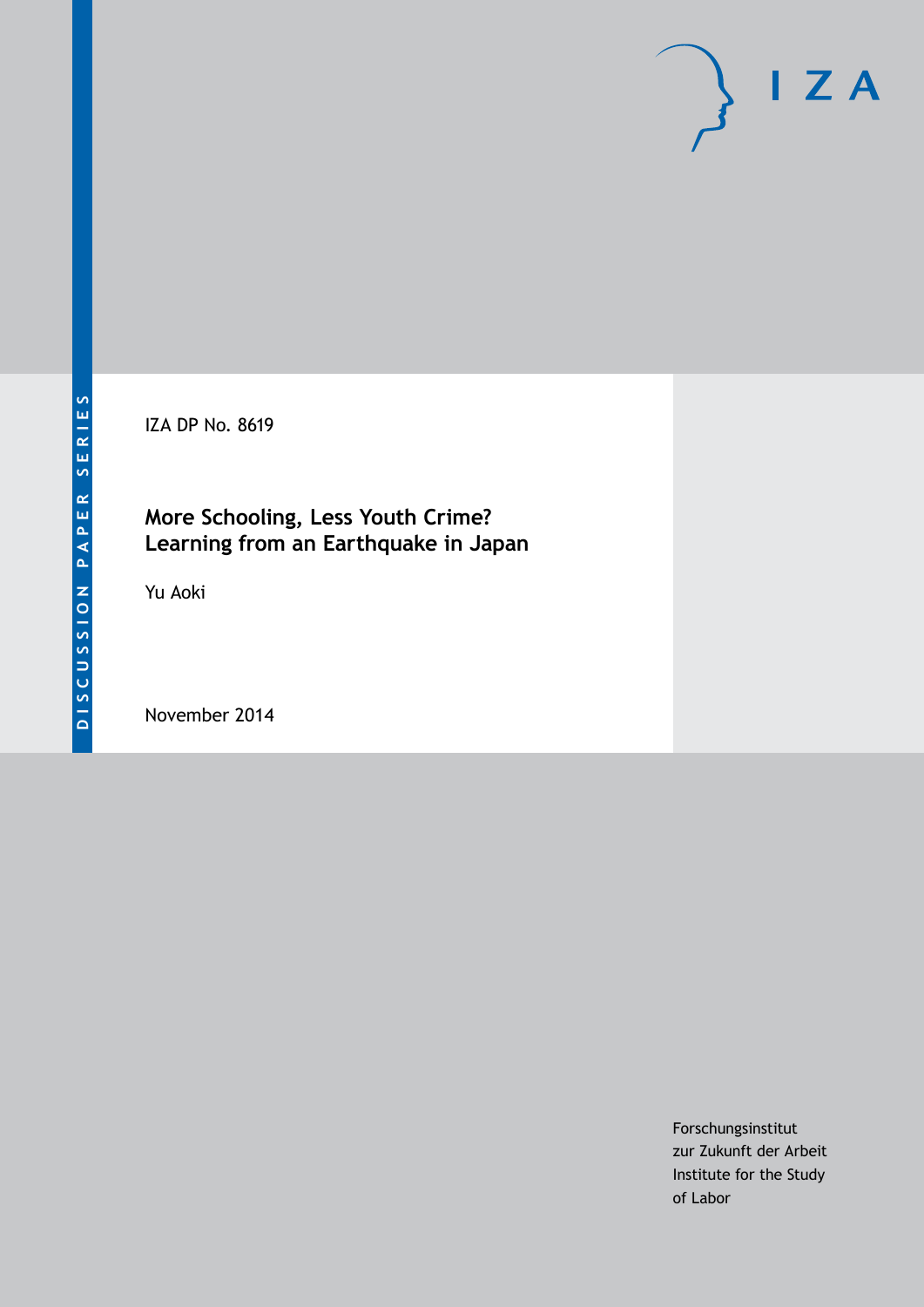IZA DP No. 8619

# More Schooling, Less Youth Crime? Learning from an Earthquake in Japan

Yu Aoki

November 2014

DISCUSSION PAPER SERIES

Forschungsinstitut
zur Zukunft der Arbeit
Institute for the Study
of Labor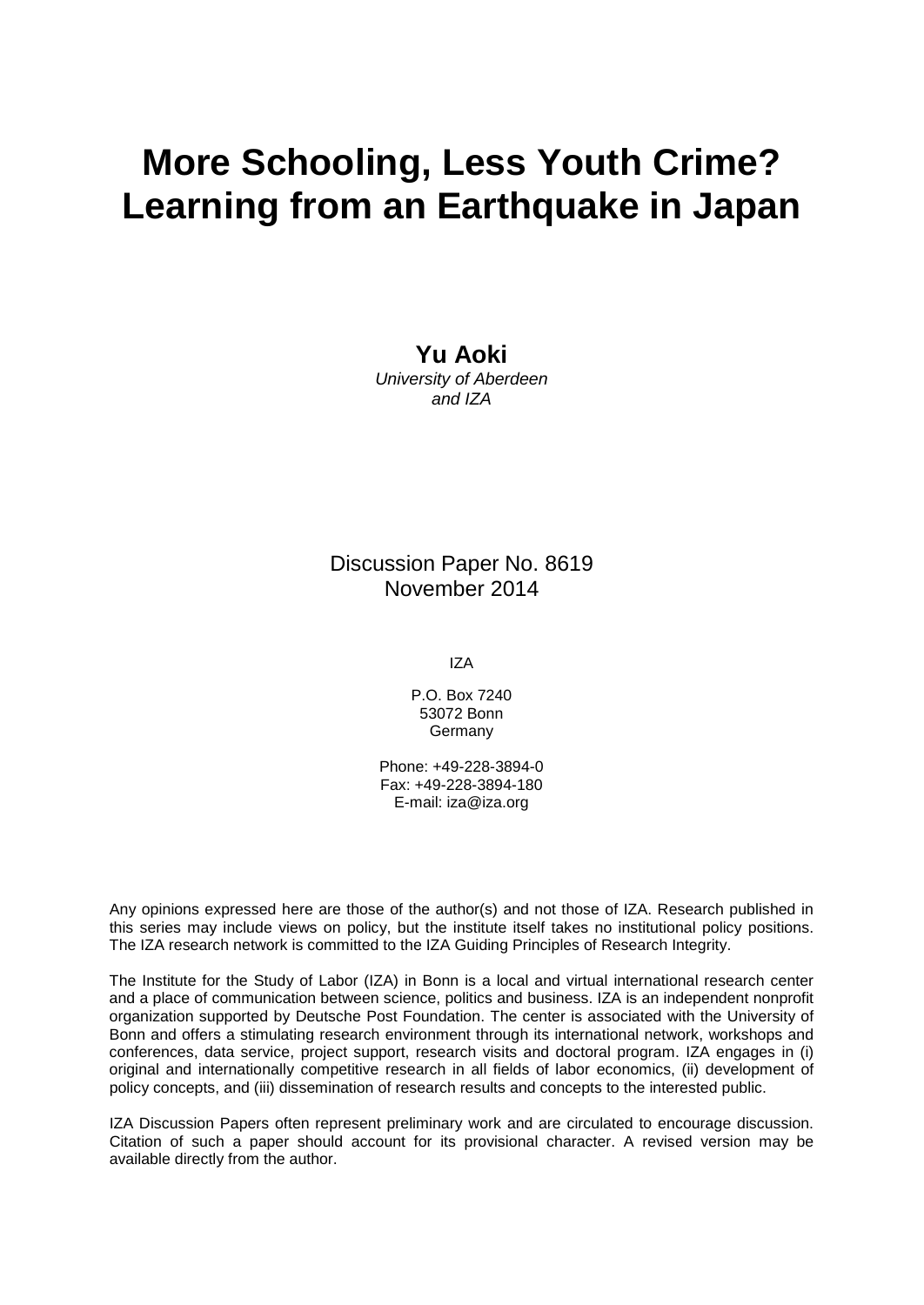# More Schooling, Less Youth Crime? Learning from an Earthquake in Japan

**Yu Aoki**
*University of Aberdeen and IZA*

Discussion Paper No. 8619
November 2014

IZA

P.O. Box 7240
53072 Bonn
Germany

Phone: +49-228-3894-0
Fax: +49-228-3894-180
E-mail: iza@iza.org

Any opinions expressed here are those of the author(s) and not those of IZA. Research published in this series may include views on policy, but the institute itself takes no institutional policy positions. The IZA research network is committed to the IZA Guiding Principles of Research Integrity.

The Institute for the Study of Labor (IZA) in Bonn is a local and virtual international research center and a place of communication between science, politics and business. IZA is an independent nonprofit organization supported by Deutsche Post Foundation. The center is associated with the University of Bonn and offers a stimulating research environment through its international network, workshops and conferences, data service, project support, research visits and doctoral program. IZA engages in (i) original and internationally competitive research in all fields of labor economics, (ii) development of policy concepts, and (iii) dissemination of research results and concepts to the interested public.

IZA Discussion Papers often represent preliminary work and are circulated to encourage discussion. Citation of such a paper should account for its provisional character. A revised version may be available directly from the author.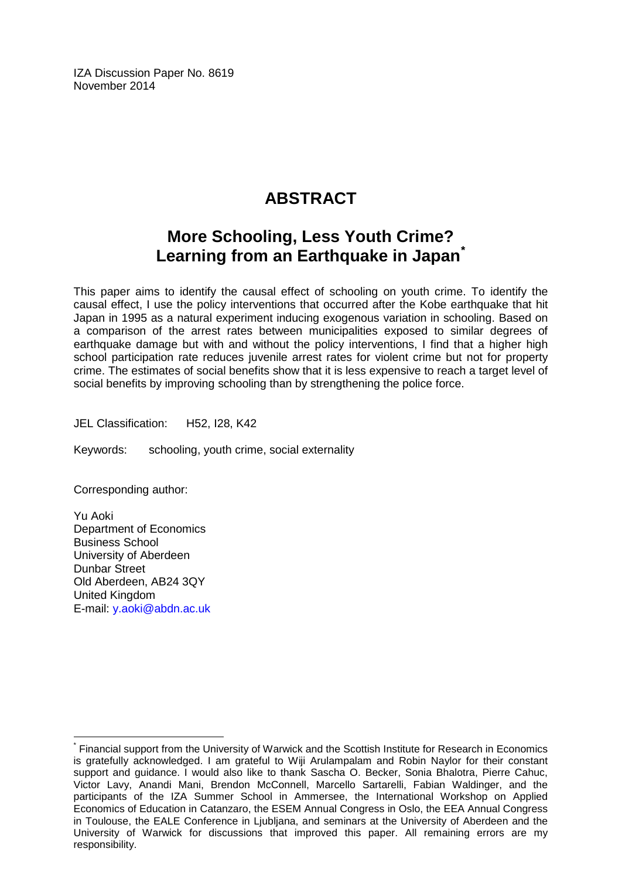IZA Discussion Paper No. 8619
November 2014

# ABSTRACT

## More Schooling, Less Youth Crime? Learning from an Earthquake in Japan*

This paper aims to identify the causal effect of schooling on youth crime. To identify the causal effect, I use the policy interventions that occurred after the Kobe earthquake that hit Japan in 1995 as a natural experiment inducing exogenous variation in schooling. Based on a comparison of the arrest rates between municipalities exposed to similar degrees of earthquake damage but with and without the policy interventions, I find that a higher high school participation rate reduces juvenile arrest rates for violent crime but not for property crime. The estimates of social benefits show that it is less expensive to reach a target level of social benefits by improving schooling than by strengthening the police force.

JEL Classification: H52, I28, K42

Keywords: schooling, youth crime, social externality

Corresponding author:

Yu Aoki
Department of Economics
Business School
University of Aberdeen
Dunbar Street
Old Aberdeen, AB24 3QY
United Kingdom
E-mail: y.aoki@abdn.ac.uk

---

* Financial support from the University of Warwick and the Scottish Institute for Research in Economics is gratefully acknowledged. I am grateful to Wiji Arulampalam and Robin Naylor for their constant support and guidance. I would also like to thank Sascha O. Becker, Sonia Bhalotra, Pierre Cahuc, Victor Lavy, Anandi Mani, Brendon McConnell, Marcello Sartarelli, Fabian Waldinger, and the participants of the IZA Summer School in Ammersee, the International Workshop on Applied Economics of Education in Catanzaro, the ESEM Annual Congress in Oslo, the EEA Annual Congress in Toulouse, the EALE Conference in Ljubljana, and seminars at the University of Aberdeen and the University of Warwick for discussions that improved this paper. All remaining errors are my responsibility.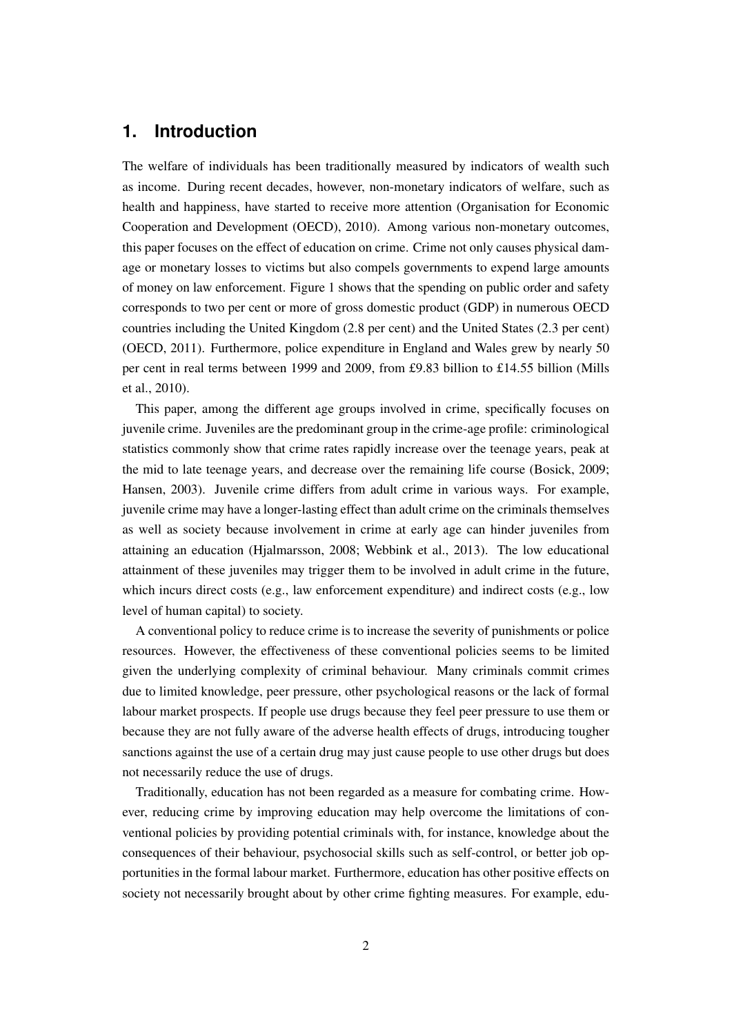## 1. Introduction

The welfare of individuals has been traditionally measured by indicators of wealth such as income. During recent decades, however, non-monetary indicators of welfare, such as health and happiness, have started to receive more attention (Organisation for Economic Cooperation and Development (OECD), 2010). Among various non-monetary outcomes, this paper focuses on the effect of education on crime. Crime not only causes physical damage or monetary losses to victims but also compels governments to expend large amounts of money on law enforcement. Figure 1 shows that the spending on public order and safety corresponds to two per cent or more of gross domestic product (GDP) in numerous OECD countries including the United Kingdom (2.8 per cent) and the United States (2.3 per cent) (OECD, 2011). Furthermore, police expenditure in England and Wales grew by nearly 50 per cent in real terms between 1999 and 2009, from £9.83 billion to £14.55 billion (Mills et al., 2010).

This paper, among the different age groups involved in crime, specifically focuses on juvenile crime. Juveniles are the predominant group in the crime-age profile: criminological statistics commonly show that crime rates rapidly increase over the teenage years, peak at the mid to late teenage years, and decrease over the remaining life course (Bosick, 2009; Hansen, 2003). Juvenile crime differs from adult crime in various ways. For example, juvenile crime may have a longer-lasting effect than adult crime on the criminals themselves as well as society because involvement in crime at early age can hinder juveniles from attaining an education (Hjalmarsson, 2008; Webbink et al., 2013). The low educational attainment of these juveniles may trigger them to be involved in adult crime in the future, which incurs direct costs (e.g., law enforcement expenditure) and indirect costs (e.g., low level of human capital) to society.

A conventional policy to reduce crime is to increase the severity of punishments or police resources. However, the effectiveness of these conventional policies seems to be limited given the underlying complexity of criminal behaviour. Many criminals commit crimes due to limited knowledge, peer pressure, other psychological reasons or the lack of formal labour market prospects. If people use drugs because they feel peer pressure to use them or because they are not fully aware of the adverse health effects of drugs, introducing tougher sanctions against the use of a certain drug may just cause people to use other drugs but does not necessarily reduce the use of drugs.

Traditionally, education has not been regarded as a measure for combating crime. However, reducing crime by improving education may help overcome the limitations of conventional policies by providing potential criminals with, for instance, knowledge about the consequences of their behaviour, psychosocial skills such as self-control, or better job opportunities in the formal labour market. Furthermore, education has other positive effects on society not necessarily brought about by other crime fighting measures. For example, edu-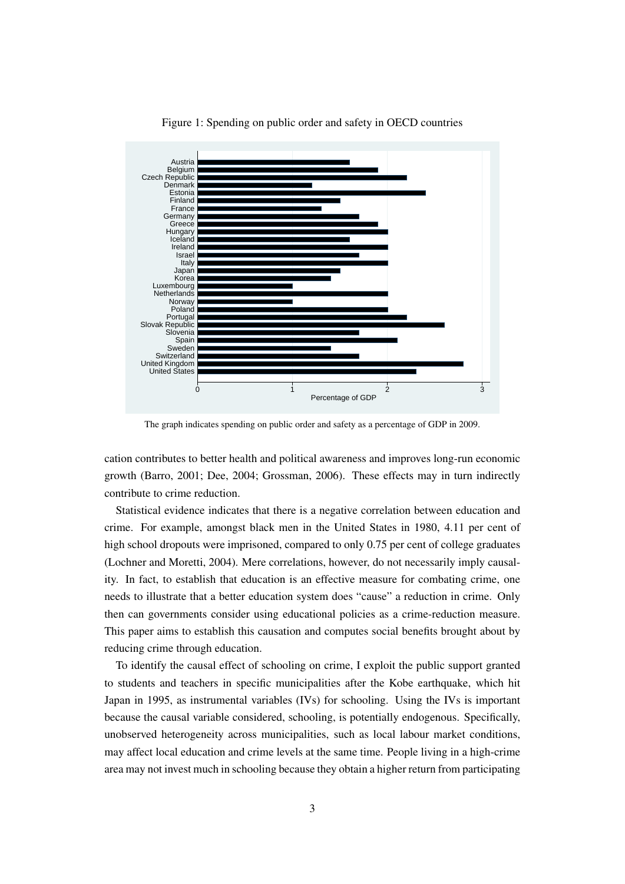Figure 1: Spending on public order and safety in OECD countries

The graph indicates spending on public order and safety as a percentage of GDP in 2009.

cation contributes to better health and political awareness and improves long-run economic growth (Barro, 2001; Dee, 2004; Grossman, 2006). These effects may in turn indirectly contribute to crime reduction.

Statistical evidence indicates that there is a negative correlation between education and crime. For example, amongst black men in the United States in 1980, 4.11 per cent of high school dropouts were imprisoned, compared to only 0.75 per cent of college graduates (Lochner and Moretti, 2004). Mere correlations, however, do not necessarily imply causality. In fact, to establish that education is an effective measure for combating crime, one needs to illustrate that a better education system does "cause" a reduction in crime. Only then can governments consider using educational policies as a crime-reduction measure. This paper aims to establish this causation and computes social benefits brought about by reducing crime through education.

To identify the causal effect of schooling on crime, I exploit the public support granted to students and teachers in specific municipalities after the Kobe earthquake, which hit Japan in 1995, as instrumental variables (IVs) for schooling. Using the IVs is important because the causal variable considered, schooling, is potentially endogenous. Specifically, unobserved heterogeneity across municipalities, such as local labour market conditions, may affect local education and crime levels at the same time. People living in a high-crime area may not invest much in schooling because they obtain a higher return from participating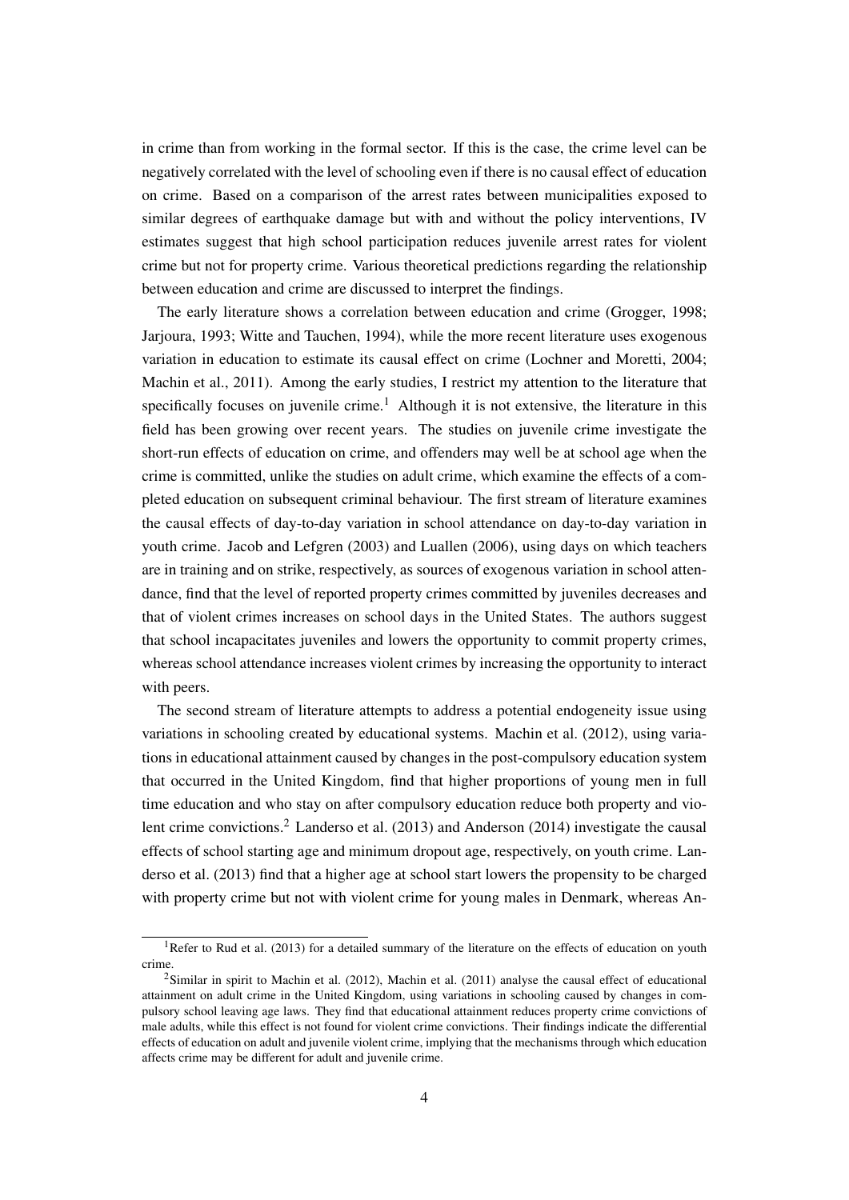in crime than from working in the formal sector. If this is the case, the crime level can be negatively correlated with the level of schooling even if there is no causal effect of education on crime. Based on a comparison of the arrest rates between municipalities exposed to similar degrees of earthquake damage but with and without the policy interventions, IV estimates suggest that high school participation reduces juvenile arrest rates for violent crime but not for property crime. Various theoretical predictions regarding the relationship between education and crime are discussed to interpret the findings.

The early literature shows a correlation between education and crime (Grogger, 1998; Jarjoura, 1993; Witte and Tauchen, 1994), while the more recent literature uses exogenous variation in education to estimate its causal effect on crime (Lochner and Moretti, 2004; Machin et al., 2011). Among the early studies, I restrict my attention to the literature that specifically focuses on juvenile crime.[1] Although it is not extensive, the literature in this field has been growing over recent years. The studies on juvenile crime investigate the short-run effects of education on crime, and offenders may well be at school age when the crime is committed, unlike the studies on adult crime, which examine the effects of a completed education on subsequent criminal behaviour. The first stream of literature examines the causal effects of day-to-day variation in school attendance on day-to-day variation in youth crime. Jacob and Lefgren (2003) and Luallen (2006), using days on which teachers are in training and on strike, respectively, as sources of exogenous variation in school attendance, find that the level of reported property crimes committed by juveniles decreases and that of violent crimes increases on school days in the United States. The authors suggest that school incapacitates juveniles and lowers the opportunity to commit property crimes, whereas school attendance increases violent crimes by increasing the opportunity to interact with peers.

The second stream of literature attempts to address a potential endogeneity issue using variations in schooling created by educational systems. Machin et al. (2012), using variations in educational attainment caused by changes in the post-compulsory education system that occurred in the United Kingdom, find that higher proportions of young men in full time education and who stay on after compulsory education reduce both property and violent crime convictions.[2] Landerso et al. (2013) and Anderson (2014) investigate the causal effects of school starting age and minimum dropout age, respectively, on youth crime. Landerso et al. (2013) find that a higher age at school start lowers the propensity to be charged with property crime but not with violent crime for young males in Denmark, whereas An-

[1] Refer to Rud et al. (2013) for a detailed summary of the literature on the effects of education on youth crime.

[2] Similar in spirit to Machin et al. (2012), Machin et al. (2011) analyse the causal effect of educational attainment on adult crime in the United Kingdom, using variations in schooling caused by changes in compulsory school leaving age laws. They find that educational attainment reduces property crime convictions of male adults, while this effect is not found for violent crime convictions. Their findings indicate the differential effects of education on adult and juvenile violent crime, implying that the mechanisms through which education affects crime may be different for adult and juvenile crime.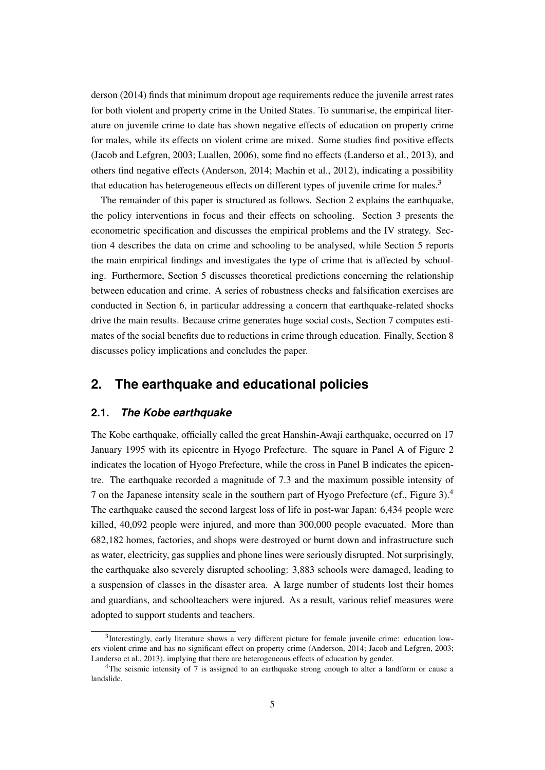derson (2014) finds that minimum dropout age requirements reduce the juvenile arrest rates for both violent and property crime in the United States. To summarise, the empirical literature on juvenile crime to date has shown negative effects of education on property crime for males, while its effects on violent crime are mixed. Some studies find positive effects (Jacob and Lefgren, 2003; Luallen, 2006), some find no effects (Landerso et al., 2013), and others find negative effects (Anderson, 2014; Machin et al., 2012), indicating a possibility that education has heterogeneous effects on different types of juvenile crime for males.[3]

The remainder of this paper is structured as follows. Section 2 explains the earthquake, the policy interventions in focus and their effects on schooling. Section 3 presents the econometric specification and discusses the empirical problems and the IV strategy. Section 4 describes the data on crime and schooling to be analysed, while Section 5 reports the main empirical findings and investigates the type of crime that is affected by schooling. Furthermore, Section 5 discusses theoretical predictions concerning the relationship between education and crime. A series of robustness checks and falsification exercises are conducted in Section 6, in particular addressing a concern that earthquake-related shocks drive the main results. Because crime generates huge social costs, Section 7 computes estimates of the social benefits due to reductions in crime through education. Finally, Section 8 discusses policy implications and concludes the paper.

## 2. The earthquake and educational policies

### 2.1. *The Kobe earthquake*

The Kobe earthquake, officially called the great Hanshin-Awaji earthquake, occurred on 17 January 1995 with its epicentre in Hyogo Prefecture. The square in Panel A of Figure 2 indicates the location of Hyogo Prefecture, while the cross in Panel B indicates the epicentre. The earthquake recorded a magnitude of 7.3 and the maximum possible intensity of 7 on the Japanese intensity scale in the southern part of Hyogo Prefecture (cf., Figure 3).[4] The earthquake caused the second largest loss of life in post-war Japan: 6,434 people were killed, 40,092 people were injured, and more than 300,000 people evacuated. More than 682,182 homes, factories, and shops were destroyed or burnt down and infrastructure such as water, electricity, gas supplies and phone lines were seriously disrupted. Not surprisingly, the earthquake also severely disrupted schooling: 3,883 schools were damaged, leading to a suspension of classes in the disaster area. A large number of students lost their homes and guardians, and schoolteachers were injured. As a result, various relief measures were adopted to support students and teachers.

[3] Interestingly, early literature shows a very different picture for female juvenile crime: education lowers violent crime and has no significant effect on property crime (Anderson, 2014; Jacob and Lefgren, 2003; Landerso et al., 2013), implying that there are heterogeneous effects of education by gender.

[4] The seismic intensity of 7 is assigned to an earthquake strong enough to alter a landform or cause a landslide.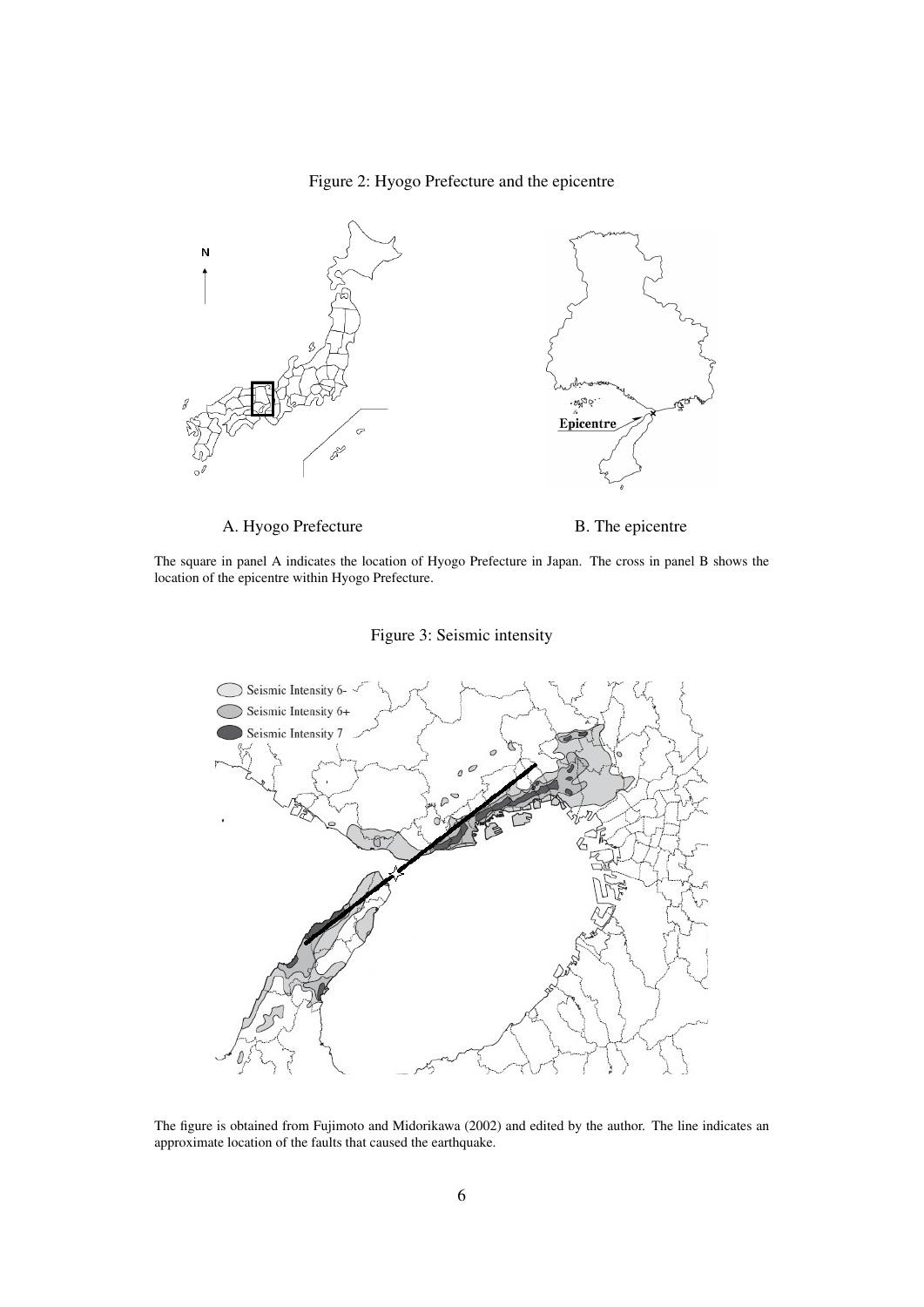Figure 2: Hyogo Prefecture and the epicentre

A. Hyogo Prefecture

B. The epicentre

The square in panel A indicates the location of Hyogo Prefecture in Japan. The cross in panel B shows the location of the epicentre within Hyogo Prefecture.

Figure 3: Seismic intensity

The figure is obtained from Fujimoto and Midorikawa (2002) and edited by the author. The line indicates an approximate location of the faults that caused the earthquake.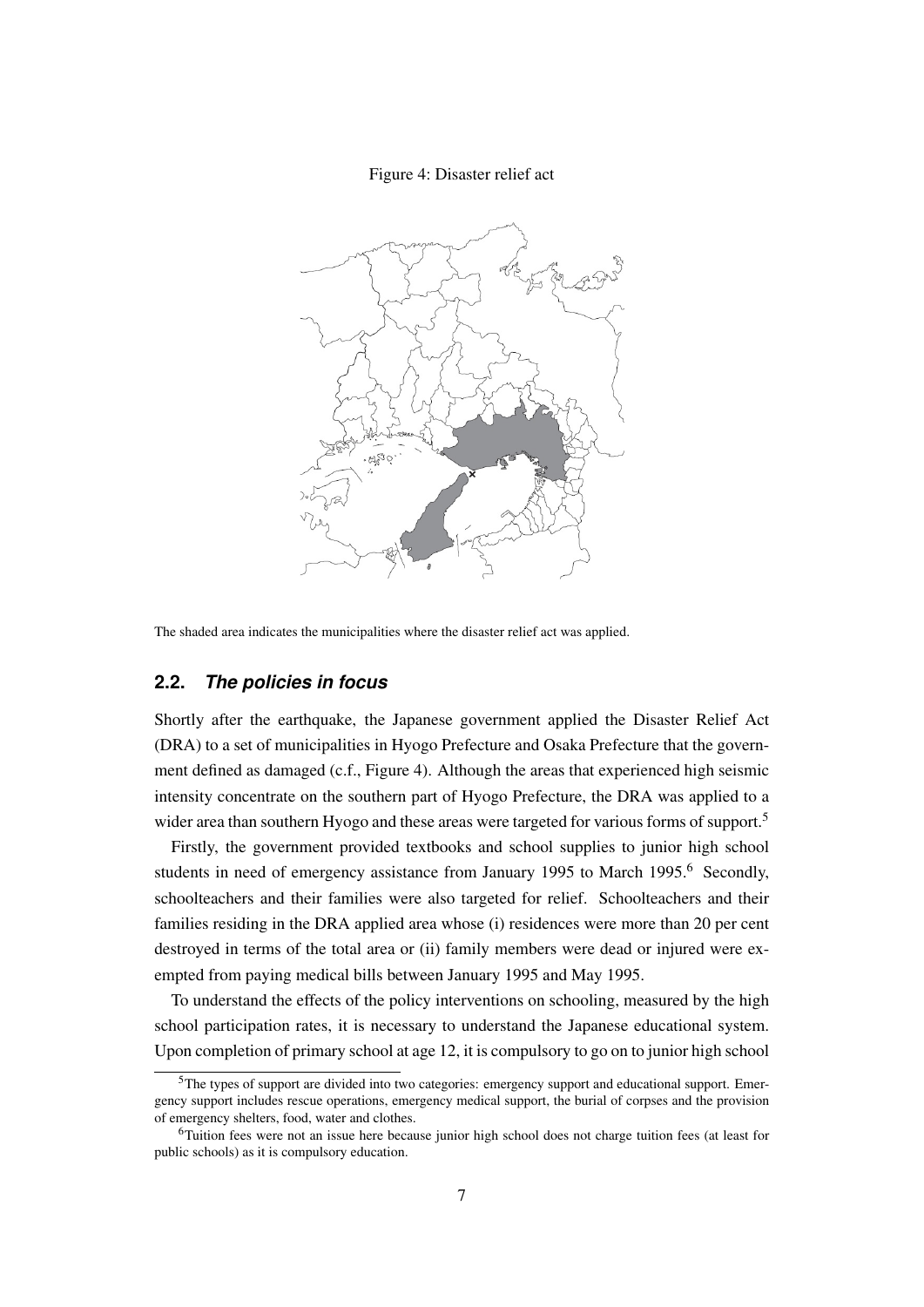Figure 4: Disaster relief act

The shaded area indicates the municipalities where the disaster relief act was applied.

## 2.2. *The policies in focus*

Shortly after the earthquake, the Japanese government applied the Disaster Relief Act (DRA) to a set of municipalities in Hyogo Prefecture and Osaka Prefecture that the government defined as damaged (c.f., Figure 4). Although the areas that experienced high seismic intensity concentrate on the southern part of Hyogo Prefecture, the DRA was applied to a wider area than southern Hyogo and these areas were targeted for various forms of support.[5]

Firstly, the government provided textbooks and school supplies to junior high school students in need of emergency assistance from January 1995 to March 1995.[6] Secondly, schoolteachers and their families were also targeted for relief. Schoolteachers and their families residing in the DRA applied area whose (i) residences were more than 20 per cent destroyed in terms of the total area or (ii) family members were dead or injured were exempted from paying medical bills between January 1995 and May 1995.

To understand the effects of the policy interventions on schooling, measured by the high school participation rates, it is necessary to understand the Japanese educational system. Upon completion of primary school at age 12, it is compulsory to go on to junior high school

[5] The types of support are divided into two categories: emergency support and educational support. Emergency support includes rescue operations, emergency medical support, the burial of corpses and the provision of emergency shelters, food, water and clothes.

[6] Tuition fees were not an issue here because junior high school does not charge tuition fees (at least for public schools) as it is compulsory education.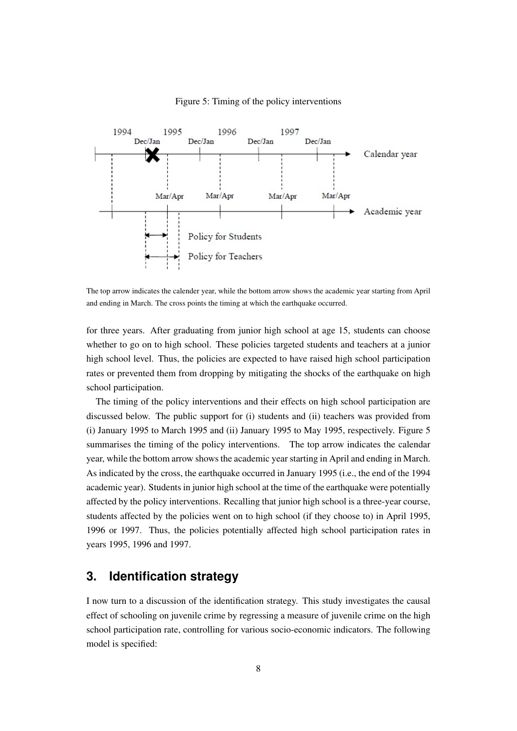Figure 5: Timing of the policy interventions

The top arrow indicates the calender year, while the bottom arrow shows the academic year starting from April and ending in March. The cross points the timing at which the earthquake occurred.

for three years. After graduating from junior high school at age 15, students can choose whether to go on to high school. These policies targeted students and teachers at a junior high school level. Thus, the policies are expected to have raised high school participation rates or prevented them from dropping by mitigating the shocks of the earthquake on high school participation.

The timing of the policy interventions and their effects on high school participation are discussed below. The public support for (i) students and (ii) teachers was provided from (i) January 1995 to March 1995 and (ii) January 1995 to May 1995, respectively. Figure 5 summarises the timing of the policy interventions. The top arrow indicates the calendar year, while the bottom arrow shows the academic year starting in April and ending in March. As indicated by the cross, the earthquake occurred in January 1995 (i.e., the end of the 1994 academic year). Students in junior high school at the time of the earthquake were potentially affected by the policy interventions. Recalling that junior high school is a three-year course, students affected by the policies went on to high school (if they choose to) in April 1995, 1996 or 1997. Thus, the policies potentially affected high school participation rates in years 1995, 1996 and 1997.

## 3. Identification strategy

I now turn to a discussion of the identification strategy. This study investigates the causal effect of schooling on juvenile crime by regressing a measure of juvenile crime on the high school participation rate, controlling for various socio-economic indicators. The following model is specified: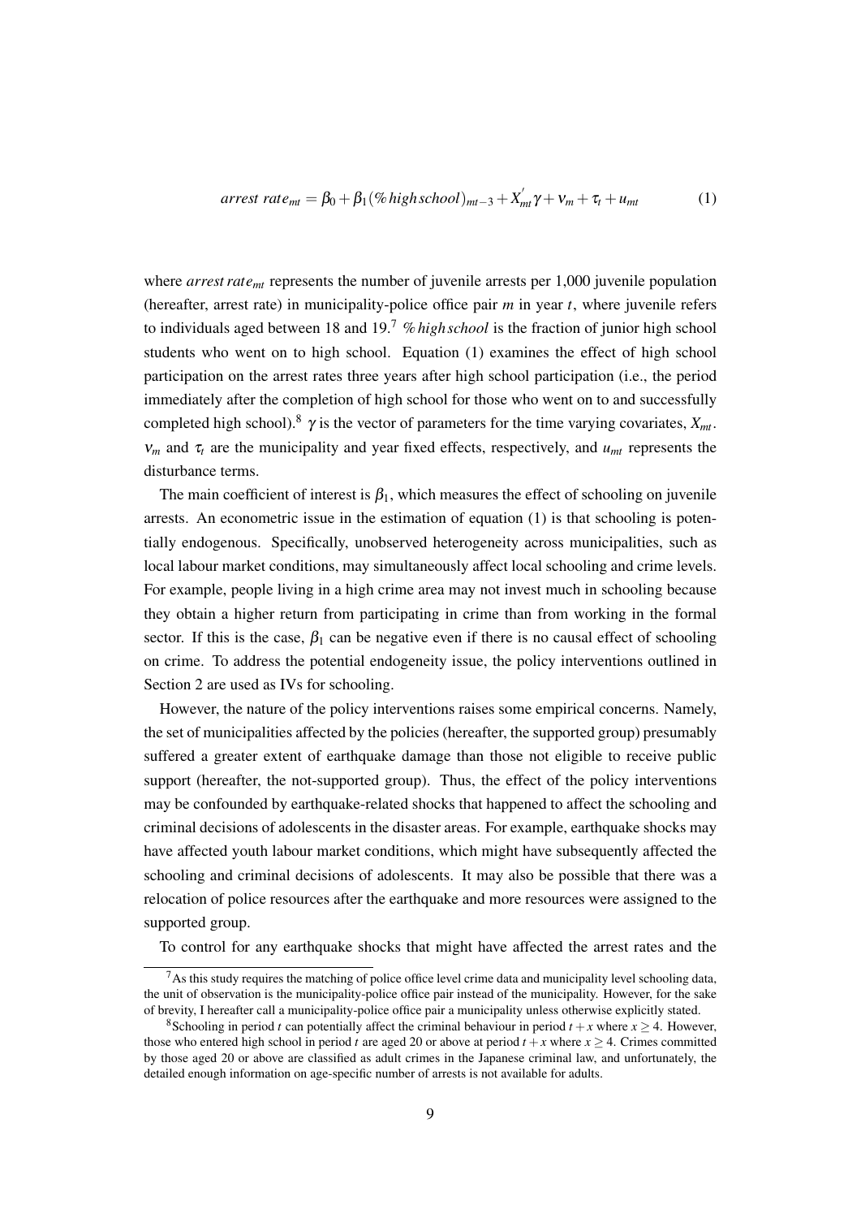$$arrest\ rate_{mt} = \beta_0 + \beta_1(\%\,high\,school)_{mt-3} + X_{mt}^{'}\gamma + \nu_m + \tau_t + u_{mt} \tag{1}$$

where $arrest\ rate_{mt}$ represents the number of juvenile arrests per 1,000 juvenile population (hereafter, arrest rate) in municipality-police office pair $m$ in year $t$, where juvenile refers to individuals aged between 18 and 19.[7] $\%\,high\,school$ is the fraction of junior high school students who went on to high school. Equation (1) examines the effect of high school participation on the arrest rates three years after high school participation (i.e., the period immediately after the completion of high school for those who went on to and successfully completed high school).[8] $\gamma$ is the vector of parameters for the time varying covariates, $X_{mt}$. $\nu_m$ and $\tau_t$ are the municipality and year fixed effects, respectively, and $u_{mt}$ represents the disturbance terms.

The main coefficient of interest is $\beta_1$, which measures the effect of schooling on juvenile arrests. An econometric issue in the estimation of equation (1) is that schooling is potentially endogenous. Specifically, unobserved heterogeneity across municipalities, such as local labour market conditions, may simultaneously affect local schooling and crime levels. For example, people living in a high crime area may not invest much in schooling because they obtain a higher return from participating in crime than from working in the formal sector. If this is the case, $\beta_1$ can be negative even if there is no causal effect of schooling on crime. To address the potential endogeneity issue, the policy interventions outlined in Section 2 are used as IVs for schooling.

However, the nature of the policy interventions raises some empirical concerns. Namely, the set of municipalities affected by the policies (hereafter, the supported group) presumably suffered a greater extent of earthquake damage than those not eligible to receive public support (hereafter, the not-supported group). Thus, the effect of the policy interventions may be confounded by earthquake-related shocks that happened to affect the schooling and criminal decisions of adolescents in the disaster areas. For example, earthquake shocks may have affected youth labour market conditions, which might have subsequently affected the schooling and criminal decisions of adolescents. It may also be possible that there was a relocation of police resources after the earthquake and more resources were assigned to the supported group.

To control for any earthquake shocks that might have affected the arrest rates and the

[7] As this study requires the matching of police office level crime data and municipality level schooling data, the unit of observation is the municipality-police office pair instead of the municipality. However, for the sake of brevity, I hereafter call a municipality-police office pair a municipality unless otherwise explicitly stated.

[8] Schooling in period $t$ can potentially affect the criminal behaviour in period $t+x$ where $x \geq 4$. However, those who entered high school in period $t$ are aged 20 or above at period $t+x$ where $x \geq 4$. Crimes committed by those aged 20 or above are classified as adult crimes in the Japanese criminal law, and unfortunately, the detailed enough information on age-specific number of arrests is not available for adults.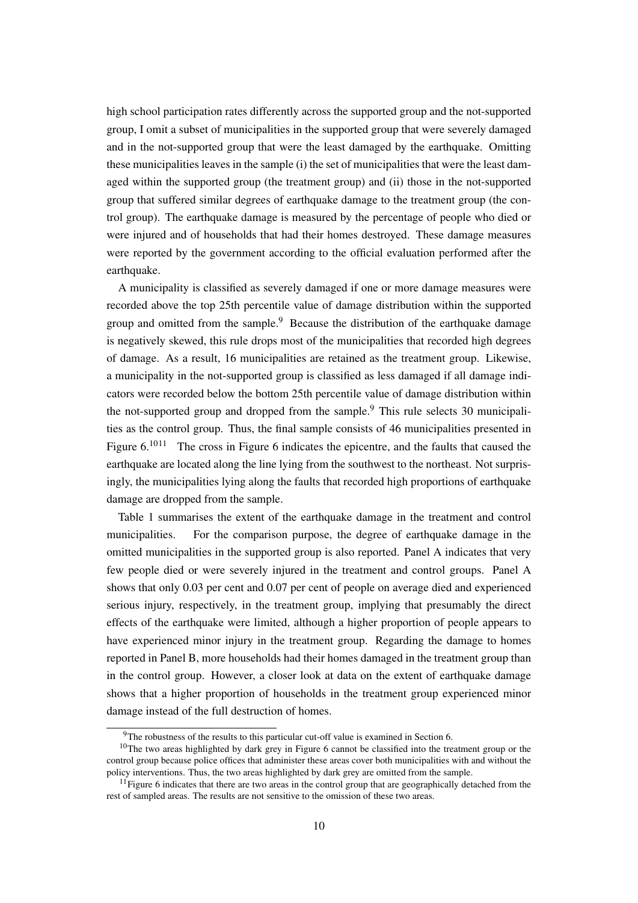high school participation rates differently across the supported group and the not-supported group, I omit a subset of municipalities in the supported group that were severely damaged and in the not-supported group that were the least damaged by the earthquake. Omitting these municipalities leaves in the sample (i) the set of municipalities that were the least damaged within the supported group (the treatment group) and (ii) those in the not-supported group that suffered similar degrees of earthquake damage to the treatment group (the control group). The earthquake damage is measured by the percentage of people who died or were injured and of households that had their homes destroyed. These damage measures were reported by the government according to the official evaluation performed after the earthquake.

A municipality is classified as severely damaged if one or more damage measures were recorded above the top 25th percentile value of damage distribution within the supported group and omitted from the sample.[9] Because the distribution of the earthquake damage is negatively skewed, this rule drops most of the municipalities that recorded high degrees of damage. As a result, 16 municipalities are retained as the treatment group. Likewise, a municipality in the not-supported group is classified as less damaged if all damage indicators were recorded below the bottom 25th percentile value of damage distribution within the not-supported group and dropped from the sample.[9] This rule selects 30 municipalities as the control group. Thus, the final sample consists of 46 municipalities presented in Figure 6.[10][11] The cross in Figure 6 indicates the epicentre, and the faults that caused the earthquake are located along the line lying from the southwest to the northeast. Not surprisingly, the municipalities lying along the faults that recorded high proportions of earthquake damage are dropped from the sample.

Table 1 summarises the extent of the earthquake damage in the treatment and control municipalities. For the comparison purpose, the degree of earthquake damage in the omitted municipalities in the supported group is also reported. Panel A indicates that very few people died or were severely injured in the treatment and control groups. Panel A shows that only 0.03 per cent and 0.07 per cent of people on average died and experienced serious injury, respectively, in the treatment group, implying that presumably the direct effects of the earthquake were limited, although a higher proportion of people appears to have experienced minor injury in the treatment group. Regarding the damage to homes reported in Panel B, more households had their homes damaged in the treatment group than in the control group. However, a closer look at data on the extent of earthquake damage shows that a higher proportion of households in the treatment group experienced minor damage instead of the full destruction of homes.

[9] The robustness of the results to this particular cut-off value is examined in Section 6.

[10] The two areas highlighted by dark grey in Figure 6 cannot be classified into the treatment group or the control group because police offices that administer these areas cover both municipalities with and without the policy interventions. Thus, the two areas highlighted by dark grey are omitted from the sample.

[11] Figure 6 indicates that there are two areas in the control group that are geographically detached from the rest of sampled areas. The results are not sensitive to the omission of these two areas.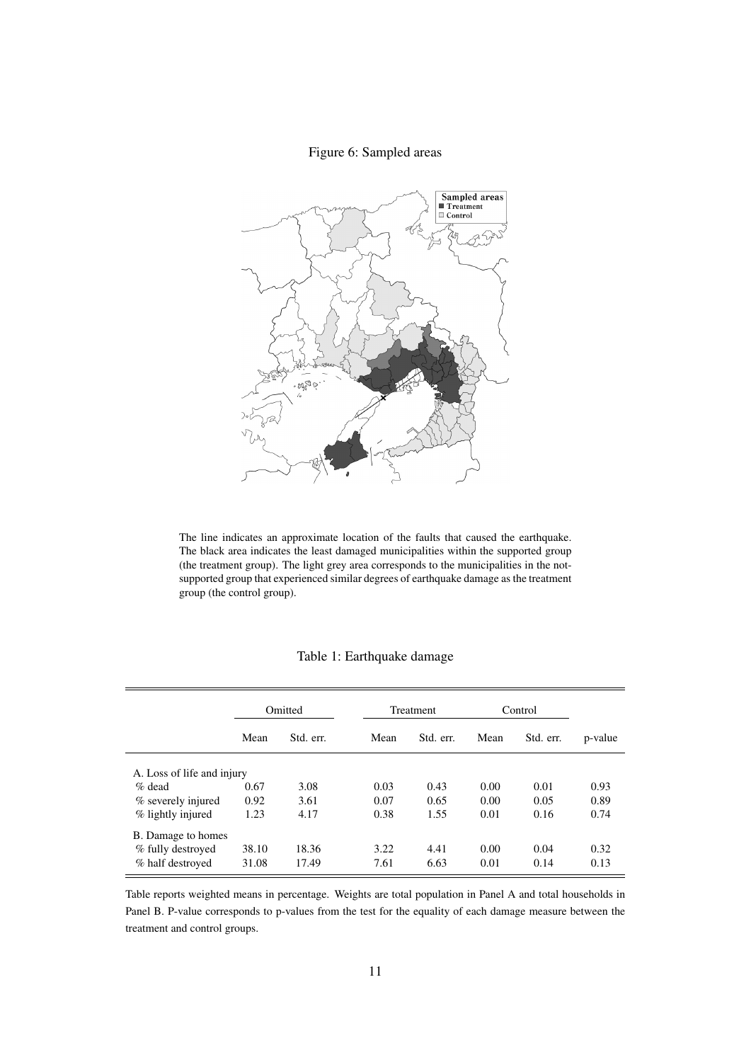Figure 6: Sampled areas

The line indicates an approximate location of the faults that caused the earthquake. The black area indicates the least damaged municipalities within the supported group (the treatment group). The light grey area corresponds to the municipalities in the not-supported group that experienced similar degrees of earthquake damage as the treatment group (the control group).

Table 1: Earthquake damage

| | Omitted | | Treatment | | Control | | |
|---|---|---|---|---|---|---|---|
| | Mean | Std. err. | Mean | Std. err. | Mean | Std. err. | p-value |
| A. Loss of life and injury | | | | | | | |
| % dead | 0.67 | 3.08 | 0.03 | 0.43 | 0.00 | 0.01 | 0.93 |
| % severely injured | 0.92 | 3.61 | 0.07 | 0.65 | 0.00 | 0.05 | 0.89 |
| % lightly injured | 1.23 | 4.17 | 0.38 | 1.55 | 0.01 | 0.16 | 0.74 |
| B. Damage to homes | | | | | | | |
| % fully destroyed | 38.10 | 18.36 | 3.22 | 4.41 | 0.00 | 0.04 | 0.32 |
| % half destroyed | 31.08 | 17.49 | 7.61 | 6.63 | 0.01 | 0.14 | 0.13 |

Table reports weighted means in percentage. Weights are total population in Panel A and total households in Panel B. P-value corresponds to p-values from the test for the equality of each damage measure between the treatment and control groups.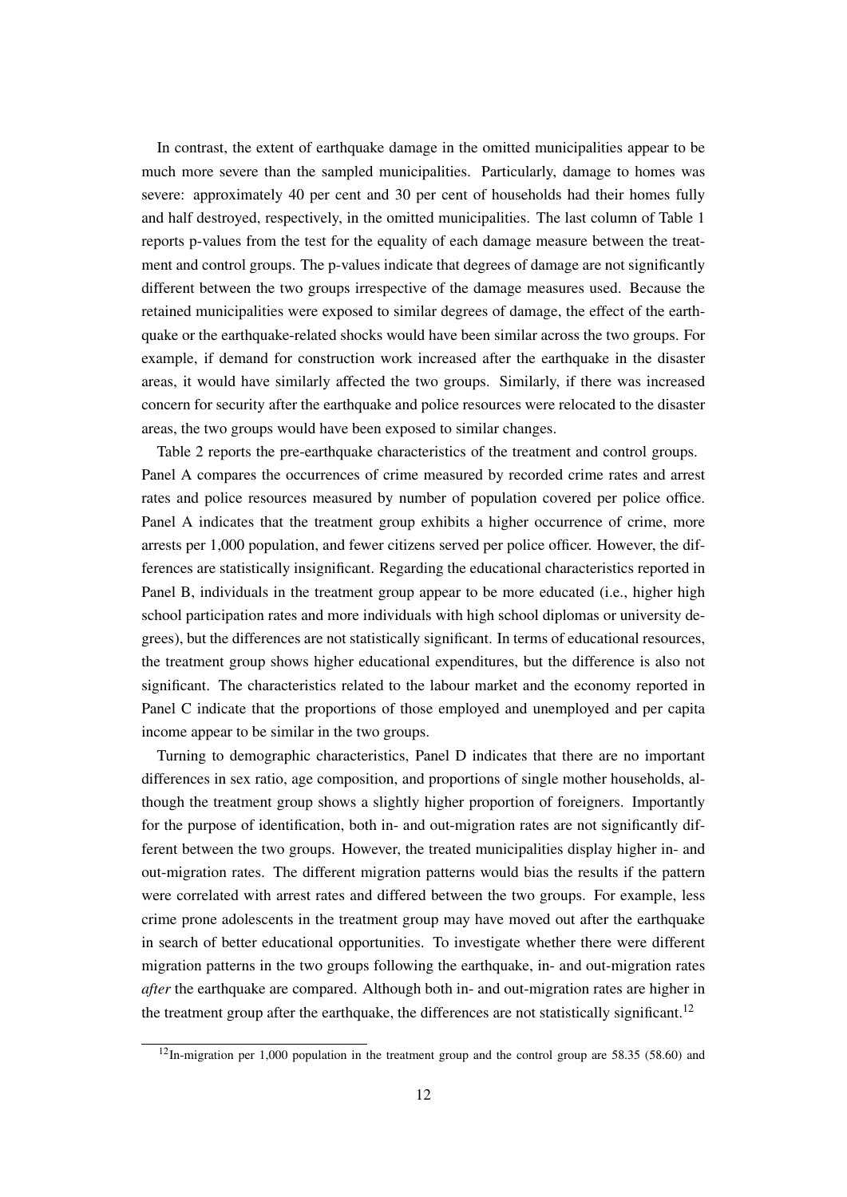In contrast, the extent of earthquake damage in the omitted municipalities appear to be much more severe than the sampled municipalities. Particularly, damage to homes was severe: approximately 40 per cent and 30 per cent of households had their homes fully and half destroyed, respectively, in the omitted municipalities. The last column of Table 1 reports p-values from the test for the equality of each damage measure between the treatment and control groups. The p-values indicate that degrees of damage are not significantly different between the two groups irrespective of the damage measures used. Because the retained municipalities were exposed to similar degrees of damage, the effect of the earthquake or the earthquake-related shocks would have been similar across the two groups. For example, if demand for construction work increased after the earthquake in the disaster areas, it would have similarly affected the two groups. Similarly, if there was increased concern for security after the earthquake and police resources were relocated to the disaster areas, the two groups would have been exposed to similar changes.

Table 2 reports the pre-earthquake characteristics of the treatment and control groups. Panel A compares the occurrences of crime measured by recorded crime rates and arrest rates and police resources measured by number of population covered per police office. Panel A indicates that the treatment group exhibits a higher occurrence of crime, more arrests per 1,000 population, and fewer citizens served per police officer. However, the differences are statistically insignificant. Regarding the educational characteristics reported in Panel B, individuals in the treatment group appear to be more educated (i.e., higher high school participation rates and more individuals with high school diplomas or university degrees), but the differences are not statistically significant. In terms of educational resources, the treatment group shows higher educational expenditures, but the difference is also not significant. The characteristics related to the labour market and the economy reported in Panel C indicate that the proportions of those employed and unemployed and per capita income appear to be similar in the two groups.

Turning to demographic characteristics, Panel D indicates that there are no important differences in sex ratio, age composition, and proportions of single mother households, although the treatment group shows a slightly higher proportion of foreigners. Importantly for the purpose of identification, both in- and out-migration rates are not significantly different between the two groups. However, the treated municipalities display higher in- and out-migration rates. The different migration patterns would bias the results if the pattern were correlated with arrest rates and differed between the two groups. For example, less crime prone adolescents in the treatment group may have moved out after the earthquake in search of better educational opportunities. To investigate whether there were different migration patterns in the two groups following the earthquake, in- and out-migration rates *after* the earthquake are compared. Although both in- and out-migration rates are higher in the treatment group after the earthquake, the differences are not statistically significant.[12]

[12]In-migration per 1,000 population in the treatment group and the control group are 58.35 (58.60) and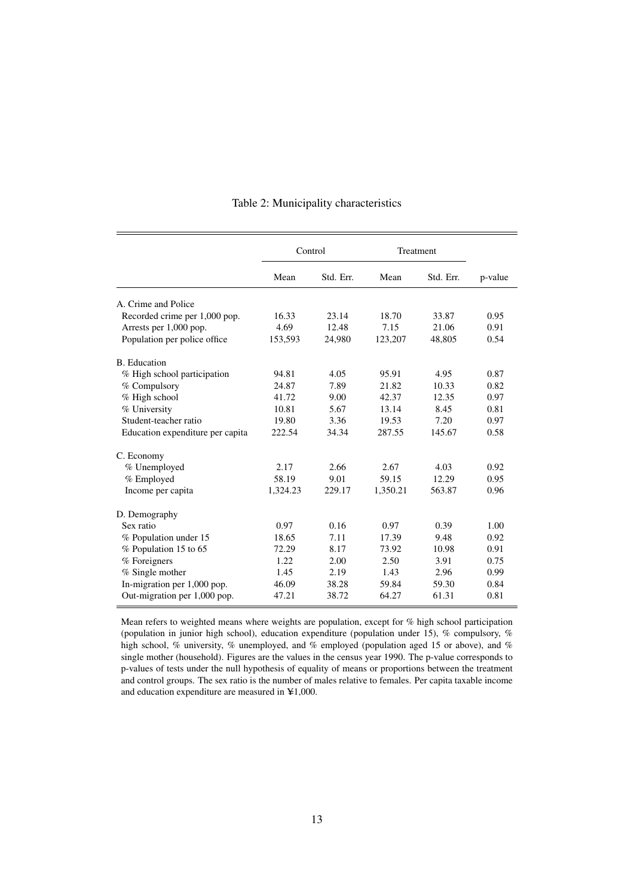Table 2: Municipality characteristics

| | Control | | Treatment | | |
|---|---|---|---|---|---|
| | Mean | Std. Err. | Mean | Std. Err. | p-value |
| A. Crime and Police | | | | | |
| Recorded crime per 1,000 pop. | 16.33 | 23.14 | 18.70 | 33.87 | 0.95 |
| Arrests per 1,000 pop. | 4.69 | 12.48 | 7.15 | 21.06 | 0.91 |
| Population per police office | 153,593 | 24,980 | 123,207 | 48,805 | 0.54 |
| B. Education | | | | | |
| % High school participation | 94.81 | 4.05 | 95.91 | 4.95 | 0.87 |
| % Compulsory | 24.87 | 7.89 | 21.82 | 10.33 | 0.82 |
| % High school | 41.72 | 9.00 | 42.37 | 12.35 | 0.97 |
| % University | 10.81 | 5.67 | 13.14 | 8.45 | 0.81 |
| Student-teacher ratio | 19.80 | 3.36 | 19.53 | 7.20 | 0.97 |
| Education expenditure per capita | 222.54 | 34.34 | 287.55 | 145.67 | 0.58 |
| C. Economy | | | | | |
| % Unemployed | 2.17 | 2.66 | 2.67 | 4.03 | 0.92 |
| % Employed | 58.19 | 9.01 | 59.15 | 12.29 | 0.95 |
| Income per capita | 1,324.23 | 229.17 | 1,350.21 | 563.87 | 0.96 |
| D. Demography | | | | | |
| Sex ratio | 0.97 | 0.16 | 0.97 | 0.39 | 1.00 |
| % Population under 15 | 18.65 | 7.11 | 17.39 | 9.48 | 0.92 |
| % Population 15 to 65 | 72.29 | 8.17 | 73.92 | 10.98 | 0.91 |
| % Foreigners | 1.22 | 2.00 | 2.50 | 3.91 | 0.75 |
| % Single mother | 1.45 | 2.19 | 1.43 | 2.96 | 0.99 |
| In-migration per 1,000 pop. | 46.09 | 38.28 | 59.84 | 59.30 | 0.84 |
| Out-migration per 1,000 pop. | 47.21 | 38.72 | 64.27 | 61.31 | 0.81 |

Mean refers to weighted means where weights are population, except for % high school participation (population in junior high school), education expenditure (population under 15), % compulsory, % high school, % university, % unemployed, and % employed (population aged 15 or above), and % single mother (household). Figures are the values in the census year 1990. The p-value corresponds to p-values of tests under the null hypothesis of equality of means or proportions between the treatment and control groups. The sex ratio is the number of males relative to females. Per capita taxable income and education expenditure are measured in ¥1,000.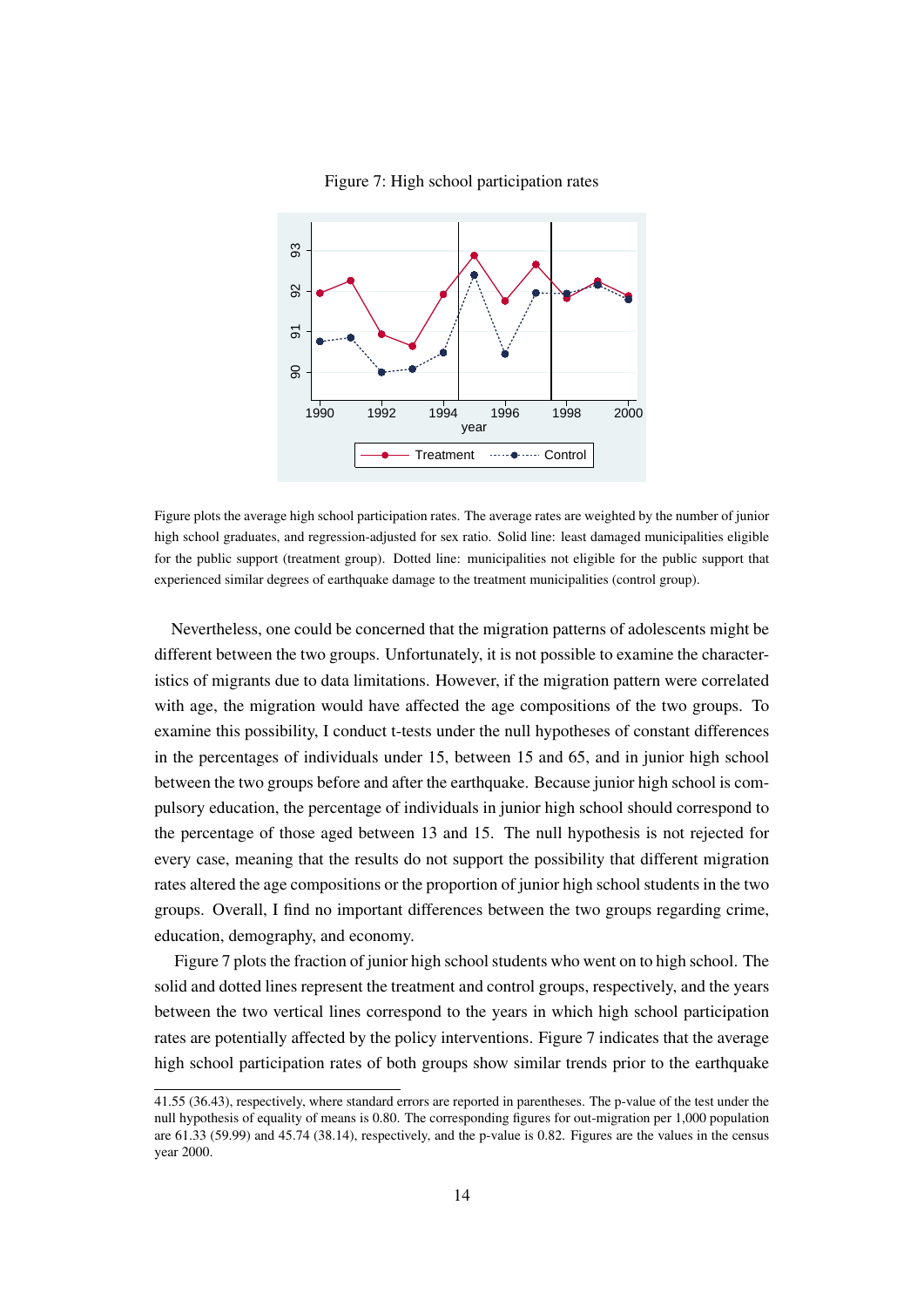Figure 7: High school participation rates

Figure plots the average high school participation rates. The average rates are weighted by the number of junior high school graduates, and regression-adjusted for sex ratio. Solid line: least damaged municipalities eligible for the public support (treatment group). Dotted line: municipalities not eligible for the public support that experienced similar degrees of earthquake damage to the treatment municipalities (control group).

Nevertheless, one could be concerned that the migration patterns of adolescents might be different between the two groups. Unfortunately, it is not possible to examine the characteristics of migrants due to data limitations. However, if the migration pattern were correlated with age, the migration would have affected the age compositions of the two groups. To examine this possibility, I conduct t-tests under the null hypotheses of constant differences in the percentages of individuals under 15, between 15 and 65, and in junior high school between the two groups before and after the earthquake. Because junior high school is compulsory education, the percentage of individuals in junior high school should correspond to the percentage of those aged between 13 and 15. The null hypothesis is not rejected for every case, meaning that the results do not support the possibility that different migration rates altered the age compositions or the proportion of junior high school students in the two groups. Overall, I find no important differences between the two groups regarding crime, education, demography, and economy.

Figure 7 plots the fraction of junior high school students who went on to high school. The solid and dotted lines represent the treatment and control groups, respectively, and the years between the two vertical lines correspond to the years in which high school participation rates are potentially affected by the policy interventions. Figure 7 indicates that the average high school participation rates of both groups show similar trends prior to the earthquake

41.55 (36.43), respectively, where standard errors are reported in parentheses. The p-value of the test under the null hypothesis of equality of means is 0.80. The corresponding figures for out-migration per 1,000 population are 61.33 (59.99) and 45.74 (38.14), respectively, and the p-value is 0.82. Figures are the values in the census year 2000.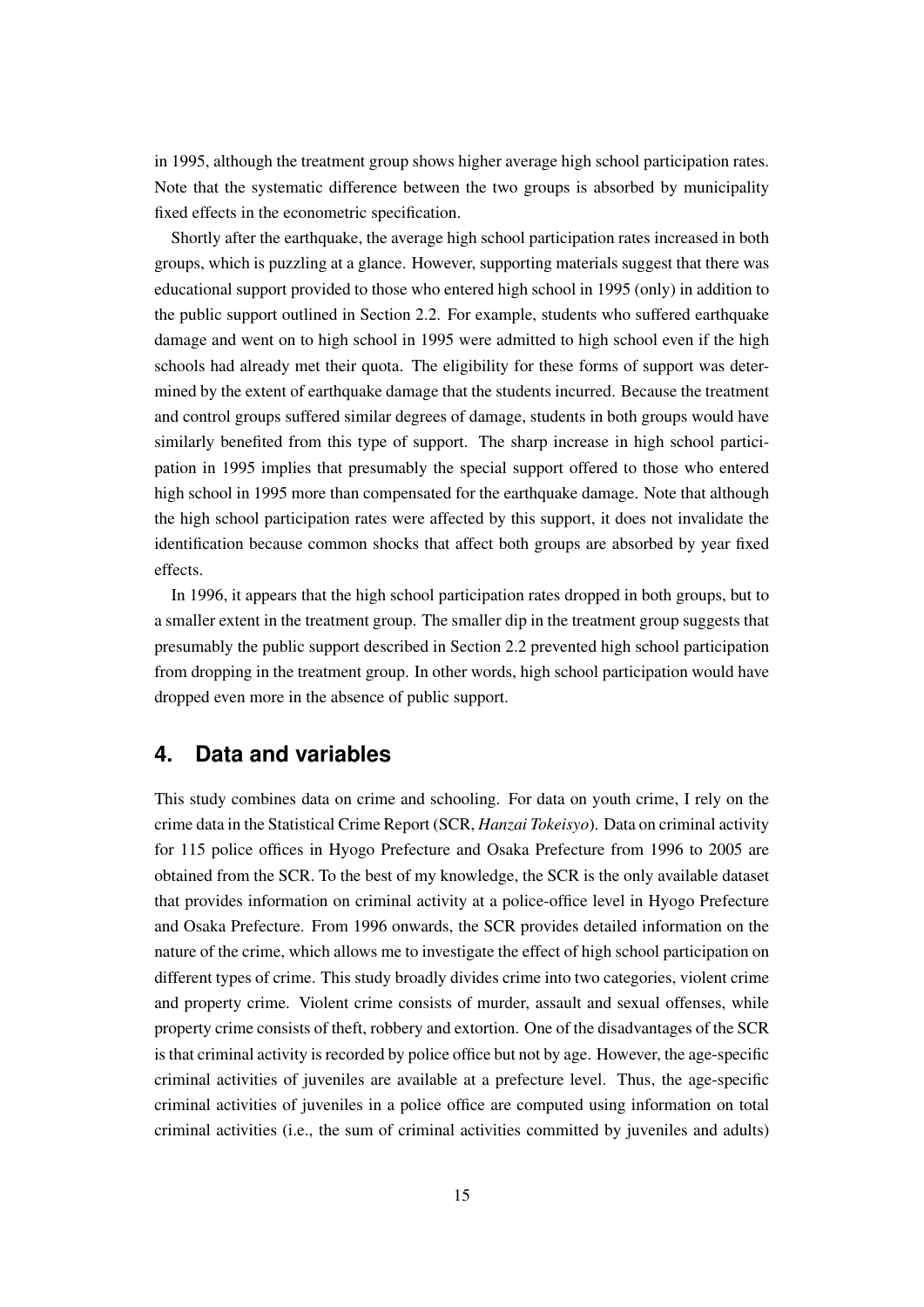in 1995, although the treatment group shows higher average high school participation rates. Note that the systematic difference between the two groups is absorbed by municipality fixed effects in the econometric specification.

Shortly after the earthquake, the average high school participation rates increased in both groups, which is puzzling at a glance. However, supporting materials suggest that there was educational support provided to those who entered high school in 1995 (only) in addition to the public support outlined in Section 2.2. For example, students who suffered earthquake damage and went on to high school in 1995 were admitted to high school even if the high schools had already met their quota. The eligibility for these forms of support was determined by the extent of earthquake damage that the students incurred. Because the treatment and control groups suffered similar degrees of damage, students in both groups would have similarly benefited from this type of support. The sharp increase in high school participation in 1995 implies that presumably the special support offered to those who entered high school in 1995 more than compensated for the earthquake damage. Note that although the high school participation rates were affected by this support, it does not invalidate the identification because common shocks that affect both groups are absorbed by year fixed effects.

In 1996, it appears that the high school participation rates dropped in both groups, but to a smaller extent in the treatment group. The smaller dip in the treatment group suggests that presumably the public support described in Section 2.2 prevented high school participation from dropping in the treatment group. In other words, high school participation would have dropped even more in the absence of public support.

## 4. Data and variables

This study combines data on crime and schooling. For data on youth crime, I rely on the crime data in the Statistical Crime Report (SCR, *Hanzai Tokeisyo*). Data on criminal activity for 115 police offices in Hyogo Prefecture and Osaka Prefecture from 1996 to 2005 are obtained from the SCR. To the best of my knowledge, the SCR is the only available dataset that provides information on criminal activity at a police-office level in Hyogo Prefecture and Osaka Prefecture. From 1996 onwards, the SCR provides detailed information on the nature of the crime, which allows me to investigate the effect of high school participation on different types of crime. This study broadly divides crime into two categories, violent crime and property crime. Violent crime consists of murder, assault and sexual offenses, while property crime consists of theft, robbery and extortion. One of the disadvantages of the SCR is that criminal activity is recorded by police office but not by age. However, the age-specific criminal activities of juveniles are available at a prefecture level. Thus, the age-specific criminal activities of juveniles in a police office are computed using information on total criminal activities (i.e., the sum of criminal activities committed by juveniles and adults)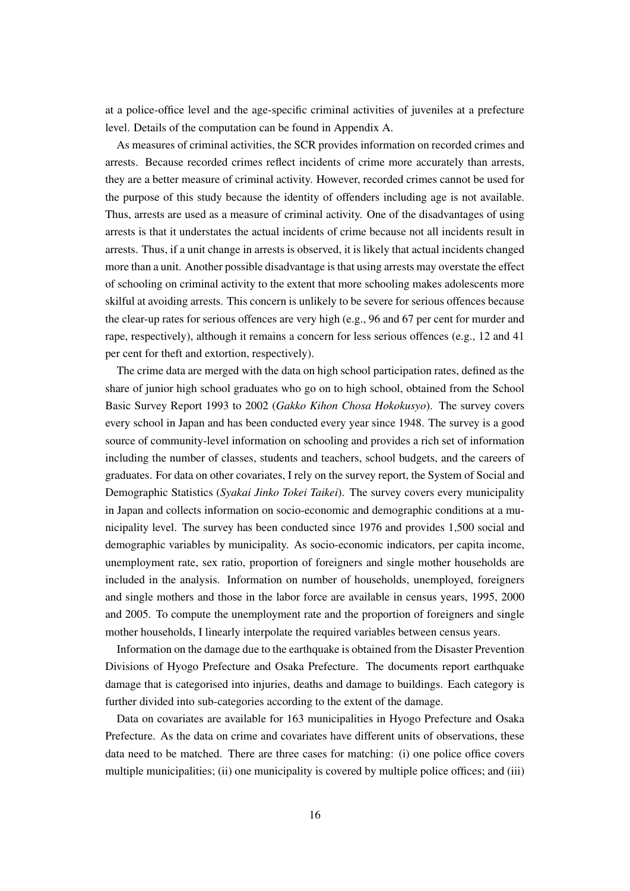at a police-office level and the age-specific criminal activities of juveniles at a prefecture level. Details of the computation can be found in Appendix A.

As measures of criminal activities, the SCR provides information on recorded crimes and arrests. Because recorded crimes reflect incidents of crime more accurately than arrests, they are a better measure of criminal activity. However, recorded crimes cannot be used for the purpose of this study because the identity of offenders including age is not available. Thus, arrests are used as a measure of criminal activity. One of the disadvantages of using arrests is that it understates the actual incidents of crime because not all incidents result in arrests. Thus, if a unit change in arrests is observed, it is likely that actual incidents changed more than a unit. Another possible disadvantage is that using arrests may overstate the effect of schooling on criminal activity to the extent that more schooling makes adolescents more skilful at avoiding arrests. This concern is unlikely to be severe for serious offences because the clear-up rates for serious offences are very high (e.g., 96 and 67 per cent for murder and rape, respectively), although it remains a concern for less serious offences (e.g., 12 and 41 per cent for theft and extortion, respectively).

The crime data are merged with the data on high school participation rates, defined as the share of junior high school graduates who go on to high school, obtained from the School Basic Survey Report 1993 to 2002 (*Gakko Kihon Chosa Hokokusyo*). The survey covers every school in Japan and has been conducted every year since 1948. The survey is a good source of community-level information on schooling and provides a rich set of information including the number of classes, students and teachers, school budgets, and the careers of graduates. For data on other covariates, I rely on the survey report, the System of Social and Demographic Statistics (*Syakai Jinko Tokei Taikei*). The survey covers every municipality in Japan and collects information on socio-economic and demographic conditions at a municipality level. The survey has been conducted since 1976 and provides 1,500 social and demographic variables by municipality. As socio-economic indicators, per capita income, unemployment rate, sex ratio, proportion of foreigners and single mother households are included in the analysis. Information on number of households, unemployed, foreigners and single mothers and those in the labor force are available in census years, 1995, 2000 and 2005. To compute the unemployment rate and the proportion of foreigners and single mother households, I linearly interpolate the required variables between census years.

Information on the damage due to the earthquake is obtained from the Disaster Prevention Divisions of Hyogo Prefecture and Osaka Prefecture. The documents report earthquake damage that is categorised into injuries, deaths and damage to buildings. Each category is further divided into sub-categories according to the extent of the damage.

Data on covariates are available for 163 municipalities in Hyogo Prefecture and Osaka Prefecture. As the data on crime and covariates have different units of observations, these data need to be matched. There are three cases for matching: (i) one police office covers multiple municipalities; (ii) one municipality is covered by multiple police offices; and (iii)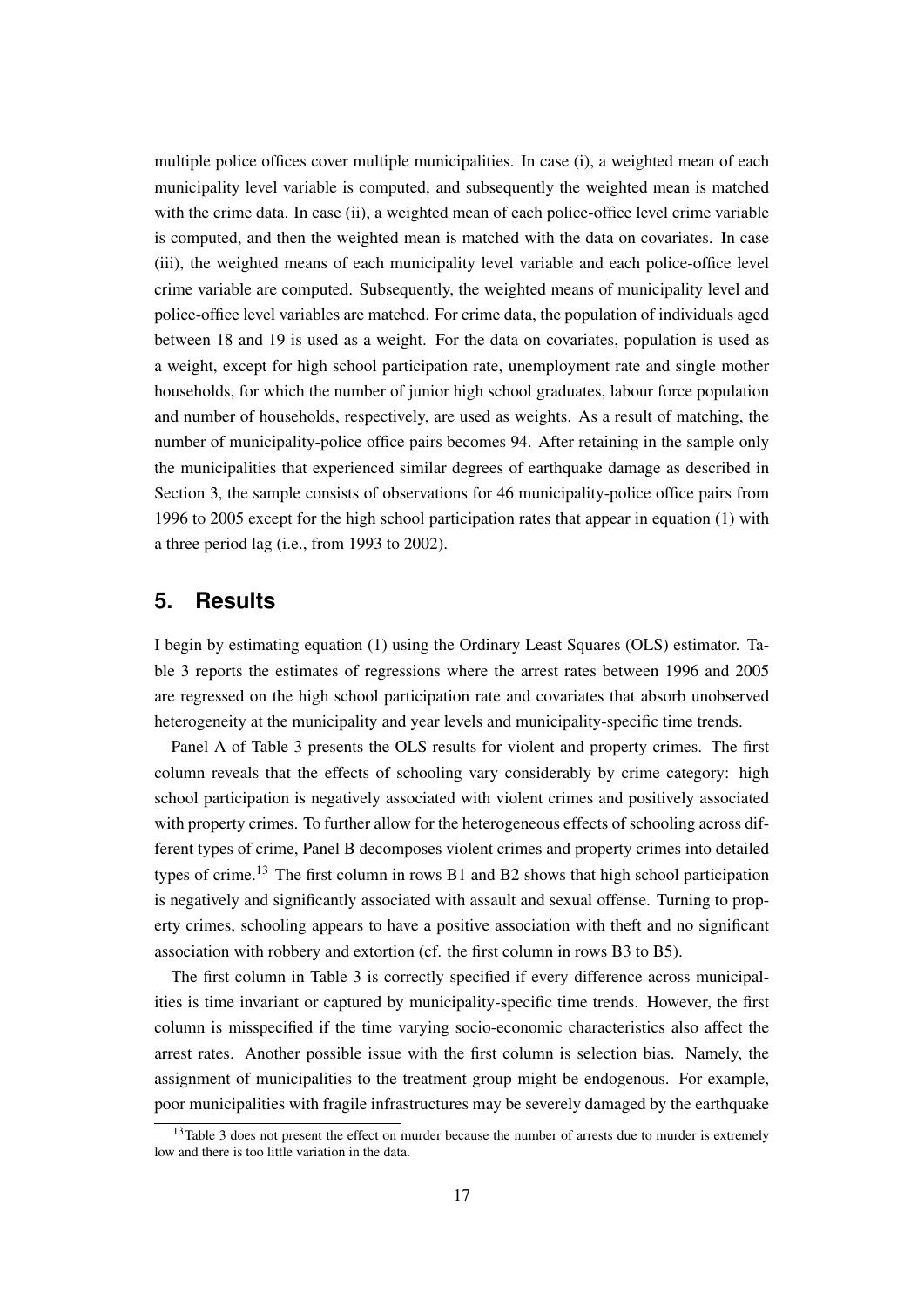multiple police offices cover multiple municipalities. In case (i), a weighted mean of each municipality level variable is computed, and subsequently the weighted mean is matched with the crime data. In case (ii), a weighted mean of each police-office level crime variable is computed, and then the weighted mean is matched with the data on covariates. In case (iii), the weighted means of each municipality level variable and each police-office level crime variable are computed. Subsequently, the weighted means of municipality level and police-office level variables are matched. For crime data, the population of individuals aged between 18 and 19 is used as a weight. For the data on covariates, population is used as a weight, except for high school participation rate, unemployment rate and single mother households, for which the number of junior high school graduates, labour force population and number of households, respectively, are used as weights. As a result of matching, the number of municipality-police office pairs becomes 94. After retaining in the sample only the municipalities that experienced similar degrees of earthquake damage as described in Section 3, the sample consists of observations for 46 municipality-police office pairs from 1996 to 2005 except for the high school participation rates that appear in equation (1) with a three period lag (i.e., from 1993 to 2002).

## 5. Results

I begin by estimating equation (1) using the Ordinary Least Squares (OLS) estimator. Table 3 reports the estimates of regressions where the arrest rates between 1996 and 2005 are regressed on the high school participation rate and covariates that absorb unobserved heterogeneity at the municipality and year levels and municipality-specific time trends.

Panel A of Table 3 presents the OLS results for violent and property crimes. The first column reveals that the effects of schooling vary considerably by crime category: high school participation is negatively associated with violent crimes and positively associated with property crimes. To further allow for the heterogeneous effects of schooling across different types of crime, Panel B decomposes violent crimes and property crimes into detailed types of crime.[13] The first column in rows B1 and B2 shows that high school participation is negatively and significantly associated with assault and sexual offense. Turning to property crimes, schooling appears to have a positive association with theft and no significant association with robbery and extortion (cf. the first column in rows B3 to B5).

The first column in Table 3 is correctly specified if every difference across municipalities is time invariant or captured by municipality-specific time trends. However, the first column is misspecified if the time varying socio-economic characteristics also affect the arrest rates. Another possible issue with the first column is selection bias. Namely, the assignment of municipalities to the treatment group might be endogenous. For example, poor municipalities with fragile infrastructures may be severely damaged by the earthquake

[13] Table 3 does not present the effect on murder because the number of arrests due to murder is extremely low and there is too little variation in the data.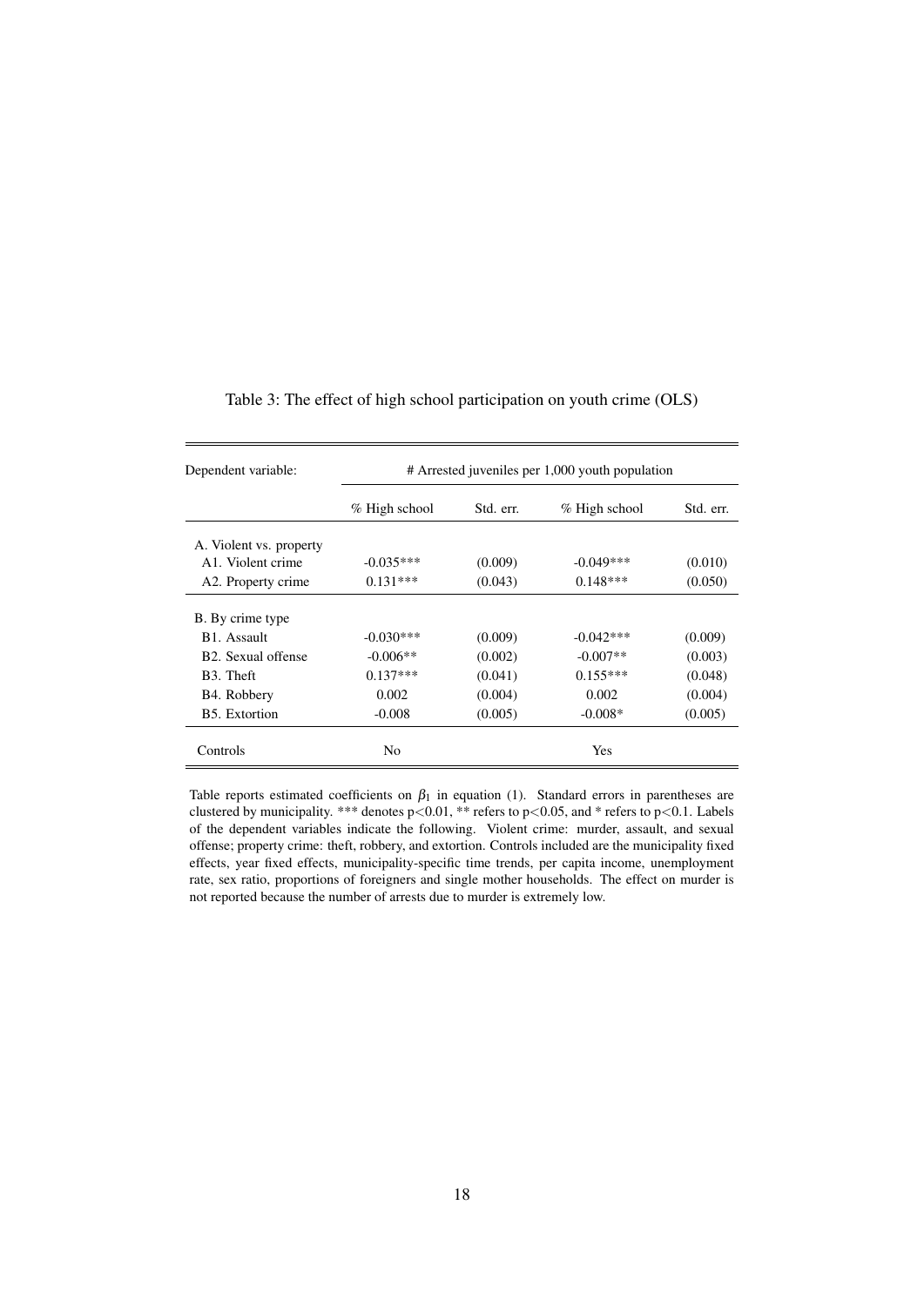Table 3: The effect of high school participation on youth crime (OLS)

| Dependent variable: | # Arrested juveniles per 1,000 youth population | | | |
|---|---|---|---|---|
| | % High school | Std. err. | % High school | Std. err. |
| A. Violent vs. property | | | | |
| A1. Violent crime | -0.035*** | (0.009) | -0.049*** | (0.010) |
| A2. Property crime | 0.131*** | (0.043) | 0.148*** | (0.050) |
| B. By crime type | | | | |
| B1. Assault | -0.030*** | (0.009) | -0.042*** | (0.009) |
| B2. Sexual offense | -0.006** | (0.002) | -0.007** | (0.003) |
| B3. Theft | 0.137*** | (0.041) | 0.155*** | (0.048) |
| B4. Robbery | 0.002 | (0.004) | 0.002 | (0.004) |
| B5. Extortion | -0.008 | (0.005) | -0.008* | (0.005) |
| Controls | No | | Yes | |

Table reports estimated coefficients on $\beta_1$ in equation (1). Standard errors in parentheses are clustered by municipality. *** denotes $p<0.01$, ** refers to $p<0.05$, and * refers to $p<0.1$. Labels of the dependent variables indicate the following. Violent crime: murder, assault, and sexual offense; property crime: theft, robbery, and extortion. Controls included are the municipality fixed effects, year fixed effects, municipality-specific time trends, per capita income, unemployment rate, sex ratio, proportions of foreigners and single mother households. The effect on murder is not reported because the number of arrests due to murder is extremely low.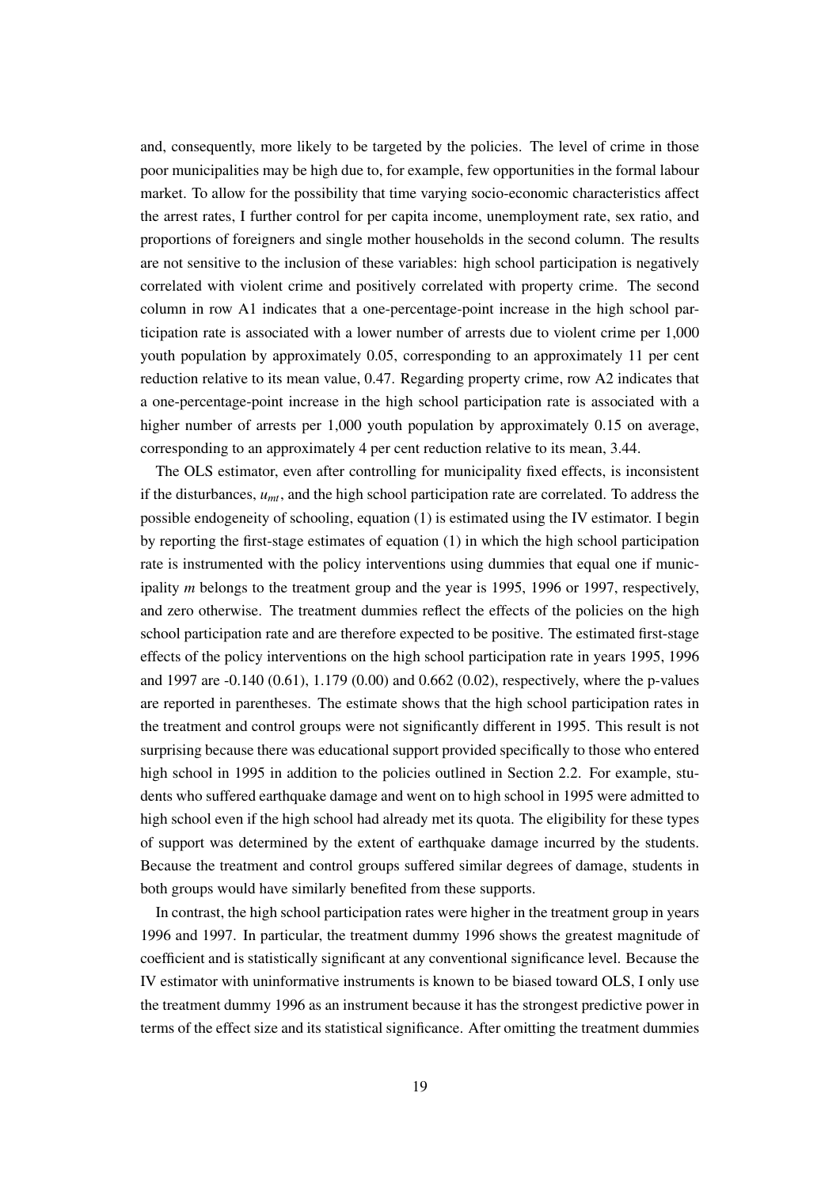and, consequently, more likely to be targeted by the policies. The level of crime in those poor municipalities may be high due to, for example, few opportunities in the formal labour market. To allow for the possibility that time varying socio-economic characteristics affect the arrest rates, I further control for per capita income, unemployment rate, sex ratio, and proportions of foreigners and single mother households in the second column. The results are not sensitive to the inclusion of these variables: high school participation is negatively correlated with violent crime and positively correlated with property crime. The second column in row A1 indicates that a one-percentage-point increase in the high school participation rate is associated with a lower number of arrests due to violent crime per 1,000 youth population by approximately 0.05, corresponding to an approximately 11 per cent reduction relative to its mean value, 0.47. Regarding property crime, row A2 indicates that a one-percentage-point increase in the high school participation rate is associated with a higher number of arrests per 1,000 youth population by approximately 0.15 on average, corresponding to an approximately 4 per cent reduction relative to its mean, 3.44.

The OLS estimator, even after controlling for municipality fixed effects, is inconsistent if the disturbances, $u_{mt}$, and the high school participation rate are correlated. To address the possible endogeneity of schooling, equation (1) is estimated using the IV estimator. I begin by reporting the first-stage estimates of equation (1) in which the high school participation rate is instrumented with the policy interventions using dummies that equal one if municipality $m$ belongs to the treatment group and the year is 1995, 1996 or 1997, respectively, and zero otherwise. The treatment dummies reflect the effects of the policies on the high school participation rate and are therefore expected to be positive. The estimated first-stage effects of the policy interventions on the high school participation rate in years 1995, 1996 and 1997 are -0.140 (0.61), 1.179 (0.00) and 0.662 (0.02), respectively, where the p-values are reported in parentheses. The estimate shows that the high school participation rates in the treatment and control groups were not significantly different in 1995. This result is not surprising because there was educational support provided specifically to those who entered high school in 1995 in addition to the policies outlined in Section 2.2. For example, students who suffered earthquake damage and went on to high school in 1995 were admitted to high school even if the high school had already met its quota. The eligibility for these types of support was determined by the extent of earthquake damage incurred by the students. Because the treatment and control groups suffered similar degrees of damage, students in both groups would have similarly benefited from these supports.

In contrast, the high school participation rates were higher in the treatment group in years 1996 and 1997. In particular, the treatment dummy 1996 shows the greatest magnitude of coefficient and is statistically significant at any conventional significance level. Because the IV estimator with uninformative instruments is known to be biased toward OLS, I only use the treatment dummy 1996 as an instrument because it has the strongest predictive power in terms of the effect size and its statistical significance. After omitting the treatment dummies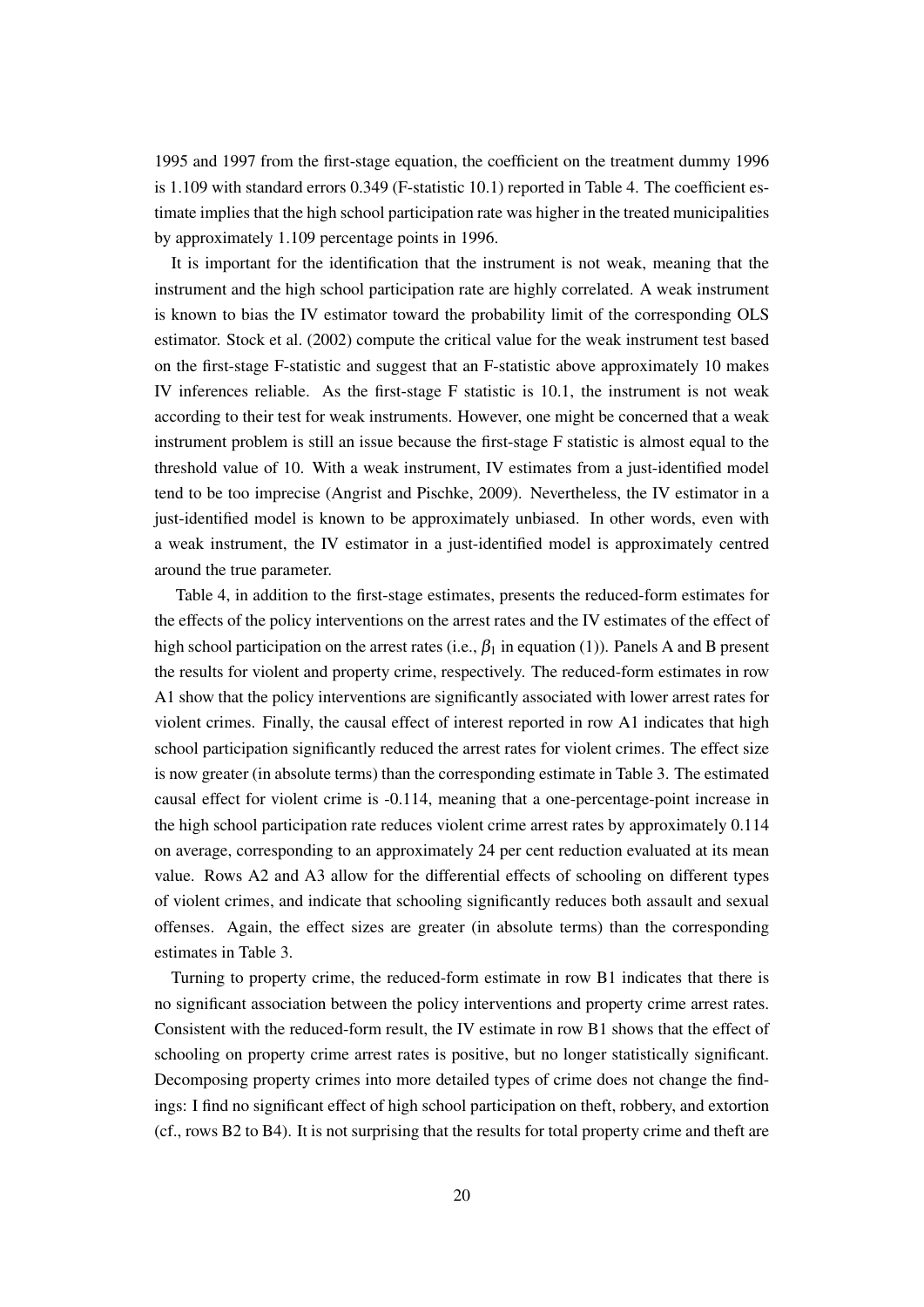1995 and 1997 from the first-stage equation, the coefficient on the treatment dummy 1996 is 1.109 with standard errors 0.349 (F-statistic 10.1) reported in Table 4. The coefficient estimate implies that the high school participation rate was higher in the treated municipalities by approximately 1.109 percentage points in 1996.

It is important for the identification that the instrument is not weak, meaning that the instrument and the high school participation rate are highly correlated. A weak instrument is known to bias the IV estimator toward the probability limit of the corresponding OLS estimator. Stock et al. (2002) compute the critical value for the weak instrument test based on the first-stage F-statistic and suggest that an F-statistic above approximately 10 makes IV inferences reliable. As the first-stage F statistic is 10.1, the instrument is not weak according to their test for weak instruments. However, one might be concerned that a weak instrument problem is still an issue because the first-stage F statistic is almost equal to the threshold value of 10. With a weak instrument, IV estimates from a just-identified model tend to be too imprecise (Angrist and Pischke, 2009). Nevertheless, the IV estimator in a just-identified model is known to be approximately unbiased. In other words, even with a weak instrument, the IV estimator in a just-identified model is approximately centred around the true parameter.

Table 4, in addition to the first-stage estimates, presents the reduced-form estimates for the effects of the policy interventions on the arrest rates and the IV estimates of the effect of high school participation on the arrest rates (i.e., $\beta_1$ in equation (1)). Panels A and B present the results for violent and property crime, respectively. The reduced-form estimates in row A1 show that the policy interventions are significantly associated with lower arrest rates for violent crimes. Finally, the causal effect of interest reported in row A1 indicates that high school participation significantly reduced the arrest rates for violent crimes. The effect size is now greater (in absolute terms) than the corresponding estimate in Table 3. The estimated causal effect for violent crime is -0.114, meaning that a one-percentage-point increase in the high school participation rate reduces violent crime arrest rates by approximately 0.114 on average, corresponding to an approximately 24 per cent reduction evaluated at its mean value. Rows A2 and A3 allow for the differential effects of schooling on different types of violent crimes, and indicate that schooling significantly reduces both assault and sexual offenses. Again, the effect sizes are greater (in absolute terms) than the corresponding estimates in Table 3.

Turning to property crime, the reduced-form estimate in row B1 indicates that there is no significant association between the policy interventions and property crime arrest rates. Consistent with the reduced-form result, the IV estimate in row B1 shows that the effect of schooling on property crime arrest rates is positive, but no longer statistically significant. Decomposing property crimes into more detailed types of crime does not change the findings: I find no significant effect of high school participation on theft, robbery, and extortion (cf., rows B2 to B4). It is not surprising that the results for total property crime and theft are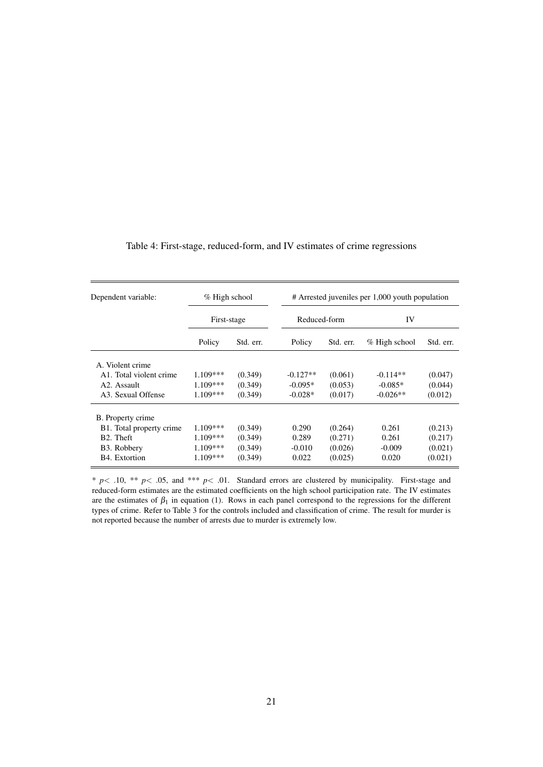Table 4: First-stage, reduced-form, and IV estimates of crime regressions

| Dependent variable: | % High school | | # Arrested juveniles per 1,000 youth population | | | |
|---|---|---|---|---|---|---|
| | First-stage | | Reduced-form | | IV | |
| | Policy | Std. err. | Policy | Std. err. | % High school | Std. err. |
| A. Violent crime | | | | | | |
| A1. Total violent crime | 1.109*** | (0.349) | -0.127** | (0.061) | -0.114** | (0.047) |
| A2. Assault | 1.109*** | (0.349) | -0.095* | (0.053) | -0.085* | (0.044) |
| A3. Sexual Offense | 1.109*** | (0.349) | -0.028* | (0.017) | -0.026** | (0.012) |
| B. Property crime | | | | | | |
| B1. Total property crime | 1.109*** | (0.349) | 0.290 | (0.264) | 0.261 | (0.213) |
| B2. Theft | 1.109*** | (0.349) | 0.289 | (0.271) | 0.261 | (0.217) |
| B3. Robbery | 1.109*** | (0.349) | -0.010 | (0.026) | -0.009 | (0.021) |
| B4. Extortion | 1.109*** | (0.349) | 0.022 | (0.025) | 0.020 | (0.021) |

* $p < .10$, ** $p < .05$, and *** $p < .01$. Standard errors are clustered by municipality. First-stage and reduced-form estimates are the estimated coefficients on the high school participation rate. The IV estimates are the estimates of $\beta_1$ in equation (1). Rows in each panel correspond to the regressions for the different types of crime. Refer to Table 3 for the controls included and classification of crime. The result for murder is not reported because the number of arrests due to murder is extremely low.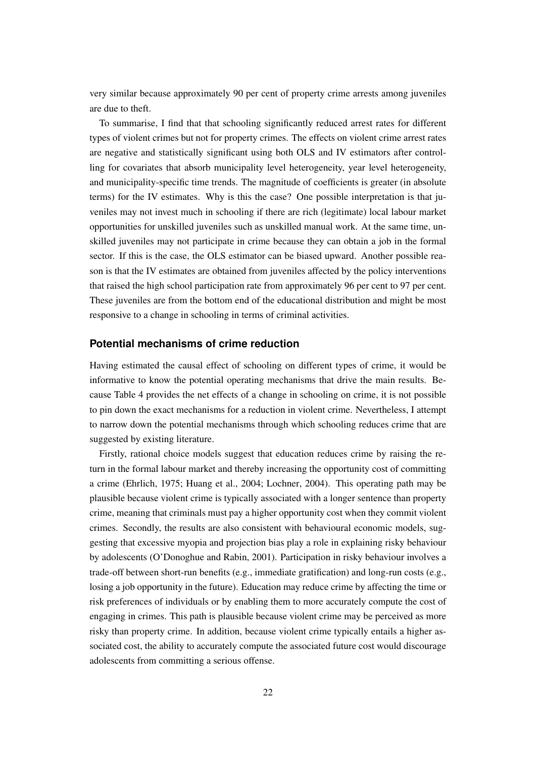very similar because approximately 90 per cent of property crime arrests among juveniles are due to theft.

To summarise, I find that that schooling significantly reduced arrest rates for different types of violent crimes but not for property crimes. The effects on violent crime arrest rates are negative and statistically significant using both OLS and IV estimators after controlling for covariates that absorb municipality level heterogeneity, year level heterogeneity, and municipality-specific time trends. The magnitude of coefficients is greater (in absolute terms) for the IV estimates. Why is this the case? One possible interpretation is that juveniles may not invest much in schooling if there are rich (legitimate) local labour market opportunities for unskilled juveniles such as unskilled manual work. At the same time, unskilled juveniles may not participate in crime because they can obtain a job in the formal sector. If this is the case, the OLS estimator can be biased upward. Another possible reason is that the IV estimates are obtained from juveniles affected by the policy interventions that raised the high school participation rate from approximately 96 per cent to 97 per cent. These juveniles are from the bottom end of the educational distribution and might be most responsive to a change in schooling in terms of criminal activities.

### Potential mechanisms of crime reduction

Having estimated the causal effect of schooling on different types of crime, it would be informative to know the potential operating mechanisms that drive the main results. Because Table 4 provides the net effects of a change in schooling on crime, it is not possible to pin down the exact mechanisms for a reduction in violent crime. Nevertheless, I attempt to narrow down the potential mechanisms through which schooling reduces crime that are suggested by existing literature.

Firstly, rational choice models suggest that education reduces crime by raising the return in the formal labour market and thereby increasing the opportunity cost of committing a crime (Ehrlich, 1975; Huang et al., 2004; Lochner, 2004). This operating path may be plausible because violent crime is typically associated with a longer sentence than property crime, meaning that criminals must pay a higher opportunity cost when they commit violent crimes. Secondly, the results are also consistent with behavioural economic models, suggesting that excessive myopia and projection bias play a role in explaining risky behaviour by adolescents (O'Donoghue and Rabin, 2001). Participation in risky behaviour involves a trade-off between short-run benefits (e.g., immediate gratification) and long-run costs (e.g., losing a job opportunity in the future). Education may reduce crime by affecting the time or risk preferences of individuals or by enabling them to more accurately compute the cost of engaging in crimes. This path is plausible because violent crime may be perceived as more risky than property crime. In addition, because violent crime typically entails a higher associated cost, the ability to accurately compute the associated future cost would discourage adolescents from committing a serious offense.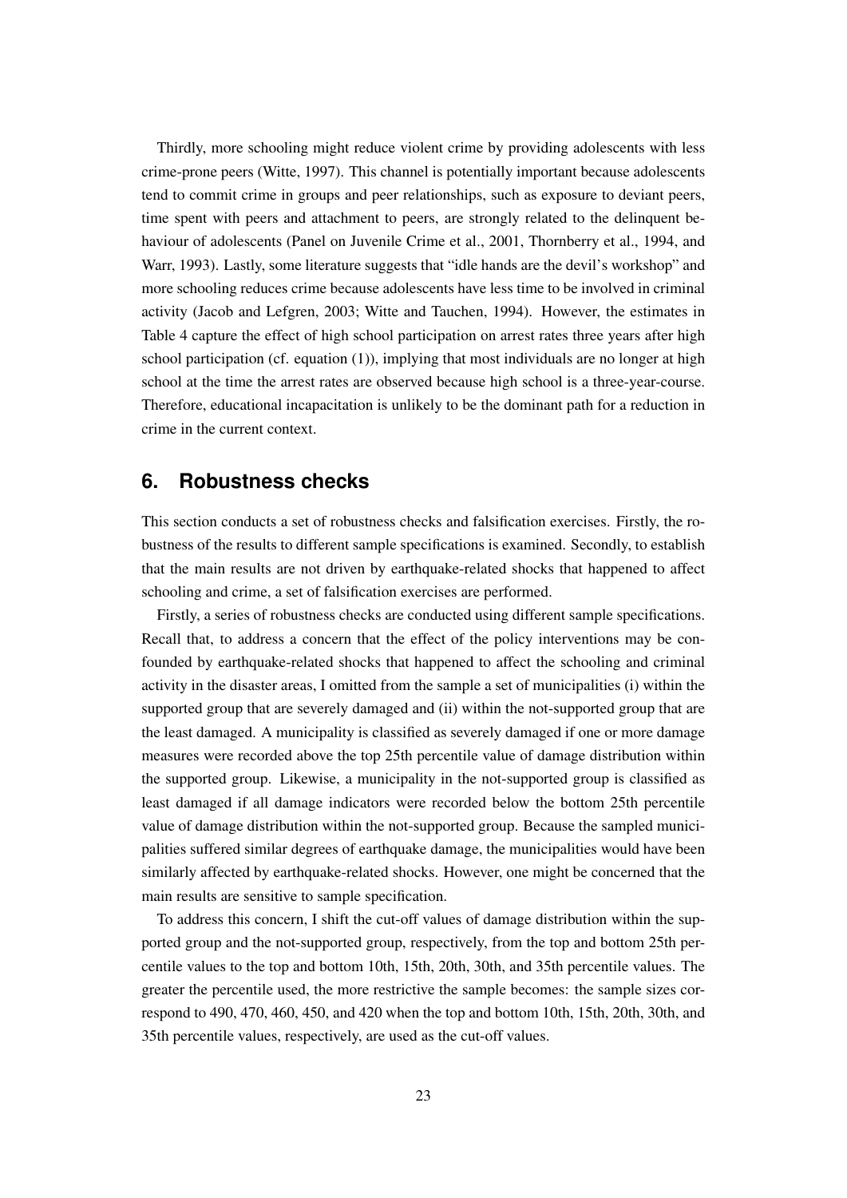Thirdly, more schooling might reduce violent crime by providing adolescents with less crime-prone peers (Witte, 1997). This channel is potentially important because adolescents tend to commit crime in groups and peer relationships, such as exposure to deviant peers, time spent with peers and attachment to peers, are strongly related to the delinquent behaviour of adolescents (Panel on Juvenile Crime et al., 2001, Thornberry et al., 1994, and Warr, 1993). Lastly, some literature suggests that "idle hands are the devil's workshop" and more schooling reduces crime because adolescents have less time to be involved in criminal activity (Jacob and Lefgren, 2003; Witte and Tauchen, 1994). However, the estimates in Table 4 capture the effect of high school participation on arrest rates three years after high school participation (cf. equation (1)), implying that most individuals are no longer at high school at the time the arrest rates are observed because high school is a three-year-course. Therefore, educational incapacitation is unlikely to be the dominant path for a reduction in crime in the current context.

## 6. Robustness checks

This section conducts a set of robustness checks and falsification exercises. Firstly, the robustness of the results to different sample specifications is examined. Secondly, to establish that the main results are not driven by earthquake-related shocks that happened to affect schooling and crime, a set of falsification exercises are performed.

Firstly, a series of robustness checks are conducted using different sample specifications. Recall that, to address a concern that the effect of the policy interventions may be confounded by earthquake-related shocks that happened to affect the schooling and criminal activity in the disaster areas, I omitted from the sample a set of municipalities (i) within the supported group that are severely damaged and (ii) within the not-supported group that are the least damaged. A municipality is classified as severely damaged if one or more damage measures were recorded above the top 25th percentile value of damage distribution within the supported group. Likewise, a municipality in the not-supported group is classified as least damaged if all damage indicators were recorded below the bottom 25th percentile value of damage distribution within the not-supported group. Because the sampled municipalities suffered similar degrees of earthquake damage, the municipalities would have been similarly affected by earthquake-related shocks. However, one might be concerned that the main results are sensitive to sample specification.

To address this concern, I shift the cut-off values of damage distribution within the supported group and the not-supported group, respectively, from the top and bottom 25th percentile values to the top and bottom 10th, 15th, 20th, 30th, and 35th percentile values. The greater the percentile used, the more restrictive the sample becomes: the sample sizes correspond to 490, 470, 460, 450, and 420 when the top and bottom 10th, 15th, 20th, 30th, and 35th percentile values, respectively, are used as the cut-off values.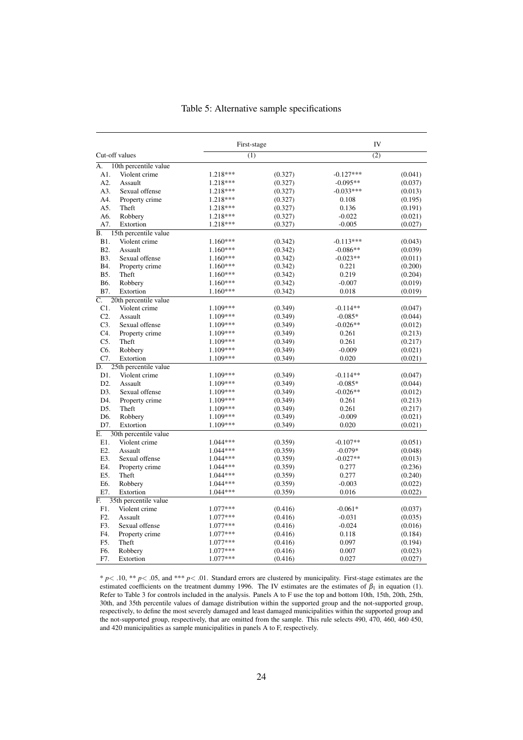Table 5: Alternative sample specifications

| Cut-off values | First-stage (1) | | IV (2) | |
|---|---|---|---|---|
| **A. 10th percentile value** | | | | |
| A1. Violent crime | 1.218*** | (0.327) | -0.127*** | (0.041) |
| A2. Assault | 1.218*** | (0.327) | -0.095** | (0.037) |
| A3. Sexual offense | 1.218*** | (0.327) | -0.033*** | (0.013) |
| A4. Property crime | 1.218*** | (0.327) | 0.108 | (0.195) |
| A5. Theft | 1.218*** | (0.327) | 0.136 | (0.191) |
| A6. Robbery | 1.218*** | (0.327) | -0.022 | (0.021) |
| A7. Extortion | 1.218*** | (0.327) | -0.005 | (0.027) |
| **B. 15th percentile value** | | | | |
| B1. Violent crime | 1.160*** | (0.342) | -0.113*** | (0.043) |
| B2. Assault | 1.160*** | (0.342) | -0.086** | (0.039) |
| B3. Sexual offense | 1.160*** | (0.342) | -0.023** | (0.011) |
| B4. Property crime | 1.160*** | (0.342) | 0.221 | (0.200) |
| B5. Theft | 1.160*** | (0.342) | 0.219 | (0.204) |
| B6. Robbery | 1.160*** | (0.342) | -0.007 | (0.019) |
| B7. Extortion | 1.160*** | (0.342) | 0.018 | (0.019) |
| **C. 20th percentile value** | | | | |
| C1. Violent crime | 1.109*** | (0.349) | -0.114** | (0.047) |
| C2. Assault | 1.109*** | (0.349) | -0.085* | (0.044) |
| C3. Sexual offense | 1.109*** | (0.349) | -0.026** | (0.012) |
| C4. Property crime | 1.109*** | (0.349) | 0.261 | (0.213) |
| C5. Theft | 1.109*** | (0.349) | 0.261 | (0.217) |
| C6. Robbery | 1.109*** | (0.349) | -0.009 | (0.021) |
| C7. Extortion | 1.109*** | (0.349) | 0.020 | (0.021) |
| **D. 25th percentile value** | | | | |
| D1. Violent crime | 1.109*** | (0.349) | -0.114** | (0.047) |
| D2. Assault | 1.109*** | (0.349) | -0.085* | (0.044) |
| D3. Sexual offense | 1.109*** | (0.349) | -0.026** | (0.012) |
| D4. Property crime | 1.109*** | (0.349) | 0.261 | (0.213) |
| D5. Theft | 1.109*** | (0.349) | 0.261 | (0.217) |
| D6. Robbery | 1.109*** | (0.349) | -0.009 | (0.021) |
| D7. Extortion | 1.109*** | (0.349) | 0.020 | (0.021) |
| **E. 30th percentile value** | | | | |
| E1. Violent crime | 1.044*** | (0.359) | -0.107** | (0.051) |
| E2. Assault | 1.044*** | (0.359) | -0.079* | (0.048) |
| E3. Sexual offense | 1.044*** | (0.359) | -0.027** | (0.013) |
| E4. Property crime | 1.044*** | (0.359) | 0.277 | (0.236) |
| E5. Theft | 1.044*** | (0.359) | 0.277 | (0.240) |
| E6. Robbery | 1.044*** | (0.359) | -0.003 | (0.022) |
| E7. Extortion | 1.044*** | (0.359) | 0.016 | (0.022) |
| **F. 35th percentile value** | | | | |
| F1. Violent crime | 1.077*** | (0.416) | -0.061* | (0.037) |
| F2. Assault | 1.077*** | (0.416) | -0.031 | (0.035) |
| F3. Sexual offense | 1.077*** | (0.416) | -0.024 | (0.016) |
| F4. Property crime | 1.077*** | (0.416) | 0.118 | (0.184) |
| F5. Theft | 1.077*** | (0.416) | 0.097 | (0.194) |
| F6. Robbery | 1.077*** | (0.416) | 0.007 | (0.023) |
| F7. Extortion | 1.077*** | (0.416) | 0.027 | (0.027) |

* $p<$ .10, ** $p<$ .05, and *** $p<$ .01. Standard errors are clustered by municipality. First-stage estimates are the estimated coefficients on the treatment dummy 1996. The IV estimates are the estimates of $\beta_1$ in equation (1). Refer to Table 3 for controls included in the analysis. Panels A to F use the top and bottom 10th, 15th, 20th, 25th, 30th, and 35th percentile values of damage distribution within the supported group and the not-supported group, respectively, to define the most severely damaged and least damaged municipalities within the supported group and the not-supported group, respectively, that are omitted from the sample. This rule selects 490, 470, 460, 460 450, and 420 municipalities as sample municipalities in panels A to F, respectively.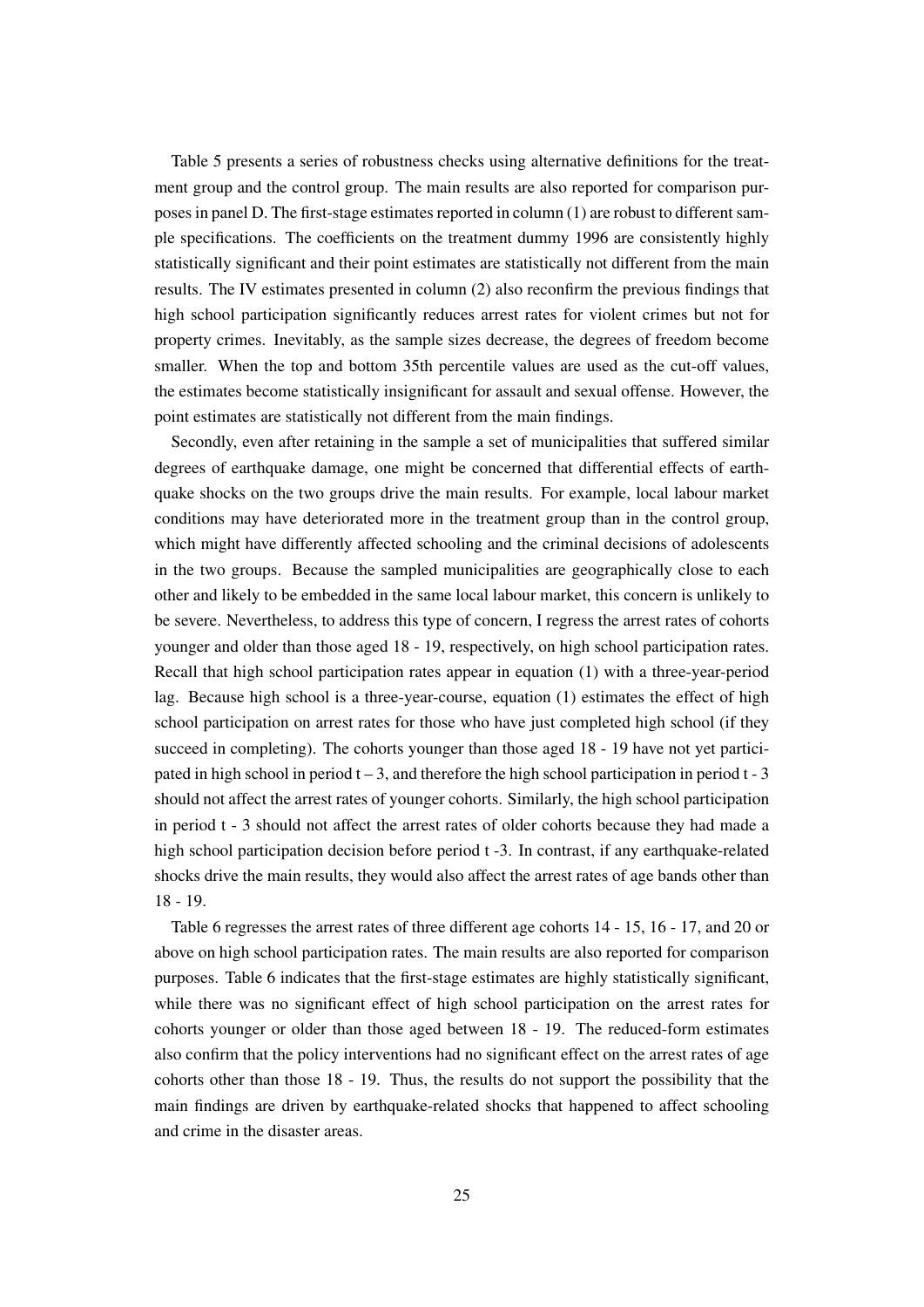Table 5 presents a series of robustness checks using alternative definitions for the treatment group and the control group. The main results are also reported for comparison purposes in panel D. The first-stage estimates reported in column (1) are robust to different sample specifications. The coefficients on the treatment dummy 1996 are consistently highly statistically significant and their point estimates are statistically not different from the main results. The IV estimates presented in column (2) also reconfirm the previous findings that high school participation significantly reduces arrest rates for violent crimes but not for property crimes. Inevitably, as the sample sizes decrease, the degrees of freedom become smaller. When the top and bottom 35th percentile values are used as the cut-off values, the estimates become statistically insignificant for assault and sexual offense. However, the point estimates are statistically not different from the main findings.

Secondly, even after retaining in the sample a set of municipalities that suffered similar degrees of earthquake damage, one might be concerned that differential effects of earthquake shocks on the two groups drive the main results. For example, local labour market conditions may have deteriorated more in the treatment group than in the control group, which might have differently affected schooling and the criminal decisions of adolescents in the two groups. Because the sampled municipalities are geographically close to each other and likely to be embedded in the same local labour market, this concern is unlikely to be severe. Nevertheless, to address this type of concern, I regress the arrest rates of cohorts younger and older than those aged 18 - 19, respectively, on high school participation rates. Recall that high school participation rates appear in equation (1) with a three-year-period lag. Because high school is a three-year-course, equation (1) estimates the effect of high school participation on arrest rates for those who have just completed high school (if they succeed in completing). The cohorts younger than those aged 18 - 19 have not yet participated in high school in period $t-3$, and therefore the high school participation in period $t-3$ should not affect the arrest rates of younger cohorts. Similarly, the high school participation in period $t-3$ should not affect the arrest rates of older cohorts because they had made a high school participation decision before period $t-3$. In contrast, if any earthquake-related shocks drive the main results, they would also affect the arrest rates of age bands other than 18 - 19.

Table 6 regresses the arrest rates of three different age cohorts 14 - 15, 16 - 17, and 20 or above on high school participation rates. The main results are also reported for comparison purposes. Table 6 indicates that the first-stage estimates are highly statistically significant, while there was no significant effect of high school participation on the arrest rates for cohorts younger or older than those aged between 18 - 19. The reduced-form estimates also confirm that the policy interventions had no significant effect on the arrest rates of age cohorts other than those 18 - 19. Thus, the results do not support the possibility that the main findings are driven by earthquake-related shocks that happened to affect schooling and crime in the disaster areas.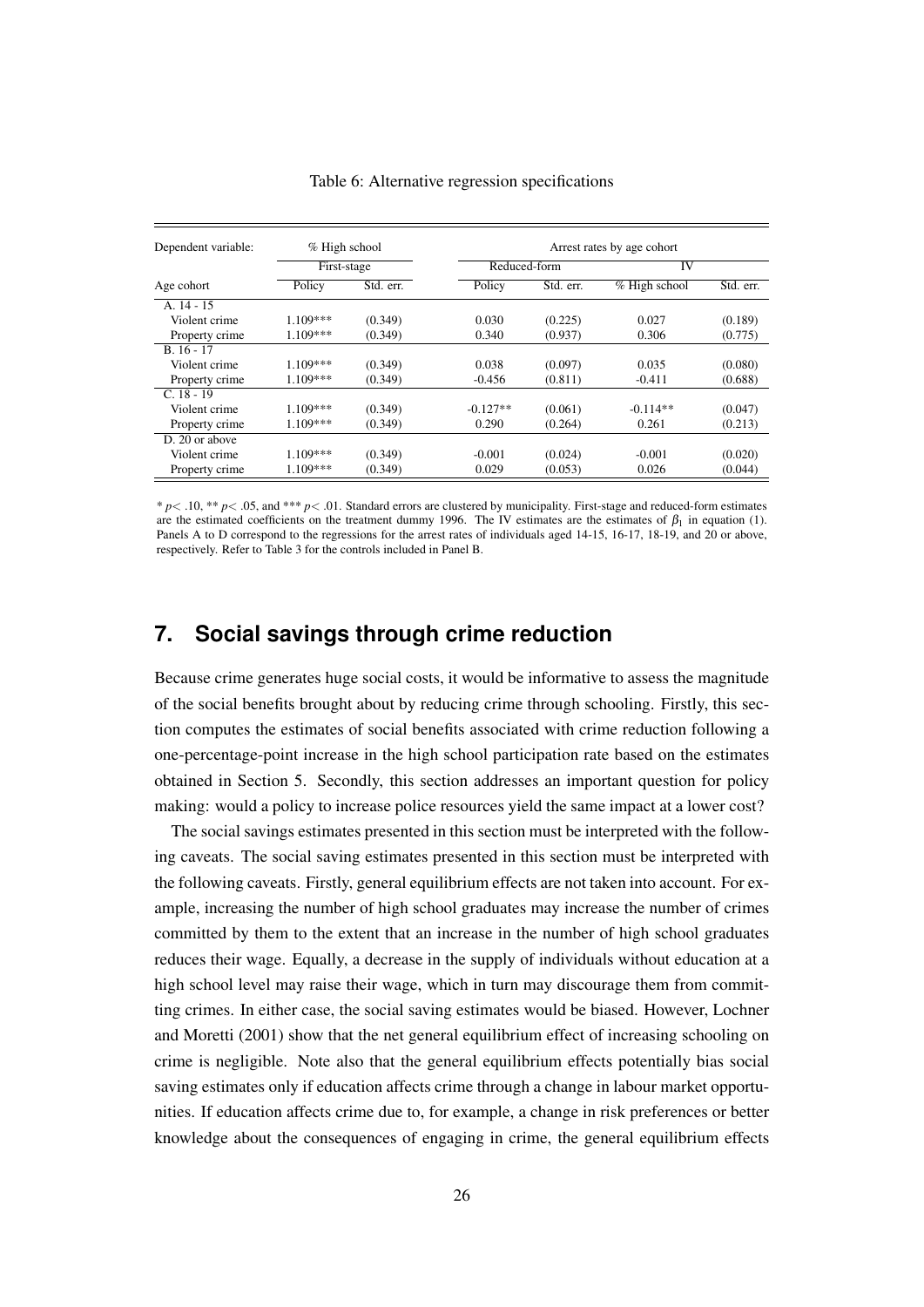Table 6: Alternative regression specifications

| Dependent variable: | % High school | | Arrest rates by age cohort | | | |
|---|---|---|---|---|---|---|
| | First-stage | | Reduced-form | | IV | |
| Age cohort | Policy | Std. err. | Policy | Std. err. | % High school | Std. err. |
| A. 14 - 15 | | | | | | |
| Violent crime | 1.109*** | (0.349) | 0.030 | (0.225) | 0.027 | (0.189) |
| Property crime | 1.109*** | (0.349) | 0.340 | (0.937) | 0.306 | (0.775) |
| B. 16 - 17 | | | | | | |
| Violent crime | 1.109*** | (0.349) | 0.038 | (0.097) | 0.035 | (0.080) |
| Property crime | 1.109*** | (0.349) | -0.456 | (0.811) | -0.411 | (0.688) |
| C. 18 - 19 | | | | | | |
| Violent crime | 1.109*** | (0.349) | -0.127** | (0.061) | -0.114** | (0.047) |
| Property crime | 1.109*** | (0.349) | 0.290 | (0.264) | 0.261 | (0.213) |
| D. 20 or above | | | | | | |
| Violent crime | 1.109*** | (0.349) | -0.001 | (0.024) | -0.001 | (0.020) |
| Property crime | 1.109*** | (0.349) | 0.029 | (0.053) | 0.026 | (0.044) |

* $p<.10$, ** $p<.05$, and *** $p<.01$. Standard errors are clustered by municipality. First-stage and reduced-form estimates are the estimated coefficients on the treatment dummy 1996. The IV estimates are the estimates of $\beta_1$ in equation (1). Panels A to D correspond to the regressions for the arrest rates of individuals aged 14-15, 16-17, 18-19, and 20 or above, respectively. Refer to Table 3 for the controls included in Panel B.

## 7. Social savings through crime reduction

Because crime generates huge social costs, it would be informative to assess the magnitude of the social benefits brought about by reducing crime through schooling. Firstly, this section computes the estimates of social benefits associated with crime reduction following a one-percentage-point increase in the high school participation rate based on the estimates obtained in Section 5. Secondly, this section addresses an important question for policy making: would a policy to increase police resources yield the same impact at a lower cost?

The social savings estimates presented in this section must be interpreted with the following caveats. The social saving estimates presented in this section must be interpreted with the following caveats. Firstly, general equilibrium effects are not taken into account. For example, increasing the number of high school graduates may increase the number of crimes committed by them to the extent that an increase in the number of high school graduates reduces their wage. Equally, a decrease in the supply of individuals without education at a high school level may raise their wage, which in turn may discourage them from committing crimes. In either case, the social saving estimates would be biased. However, Lochner and Moretti (2001) show that the net general equilibrium effect of increasing schooling on crime is negligible. Note also that the general equilibrium effects potentially bias social saving estimates only if education affects crime through a change in labour market opportunities. If education affects crime due to, for example, a change in risk preferences or better knowledge about the consequences of engaging in crime, the general equilibrium effects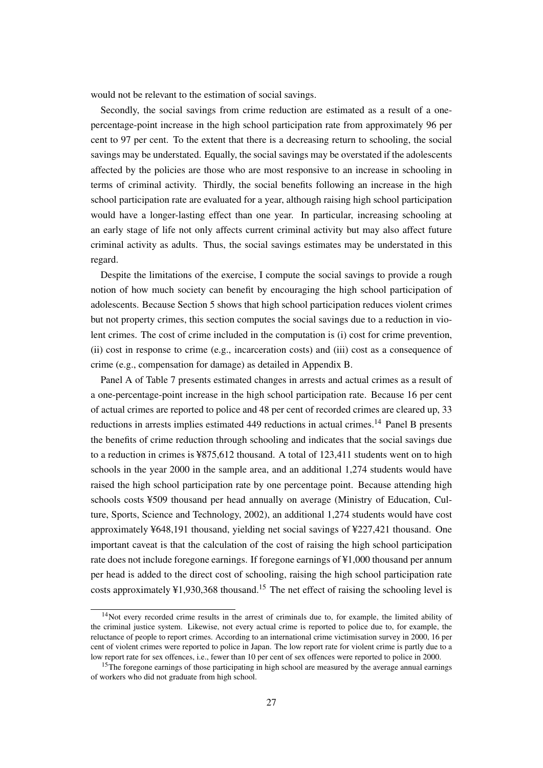would not be relevant to the estimation of social savings.

Secondly, the social savings from crime reduction are estimated as a result of a one-percentage-point increase in the high school participation rate from approximately 96 per cent to 97 per cent. To the extent that there is a decreasing return to schooling, the social savings may be understated. Equally, the social savings may be overstated if the adolescents affected by the policies are those who are most responsive to an increase in schooling in terms of criminal activity. Thirdly, the social benefits following an increase in the high school participation rate are evaluated for a year, although raising high school participation would have a longer-lasting effect than one year. In particular, increasing schooling at an early stage of life not only affects current criminal activity but may also affect future criminal activity as adults. Thus, the social savings estimates may be understated in this regard.

Despite the limitations of the exercise, I compute the social savings to provide a rough notion of how much society can benefit by encouraging the high school participation of adolescents. Because Section 5 shows that high school participation reduces violent crimes but not property crimes, this section computes the social savings due to a reduction in violent crimes. The cost of crime included in the computation is (i) cost for crime prevention, (ii) cost in response to crime (e.g., incarceration costs) and (iii) cost as a consequence of crime (e.g., compensation for damage) as detailed in Appendix B.

Panel A of Table 7 presents estimated changes in arrests and actual crimes as a result of a one-percentage-point increase in the high school participation rate. Because 16 per cent of actual crimes are reported to police and 48 per cent of recorded crimes are cleared up, 33 reductions in arrests implies estimated 449 reductions in actual crimes.[14] Panel B presents the benefits of crime reduction through schooling and indicates that the social savings due to a reduction in crimes is ¥875,612 thousand. A total of 123,411 students went on to high schools in the year 2000 in the sample area, and an additional 1,274 students would have raised the high school participation rate by one percentage point. Because attending high schools costs ¥509 thousand per head annually on average (Ministry of Education, Culture, Sports, Science and Technology, 2002), an additional 1,274 students would have cost approximately ¥648,191 thousand, yielding net social savings of ¥227,421 thousand. One important caveat is that the calculation of the cost of raising the high school participation rate does not include foregone earnings. If foregone earnings of ¥1,000 thousand per annum per head is added to the direct cost of schooling, raising the high school participation rate costs approximately ¥1,930,368 thousand.[15] The net effect of raising the schooling level is

---

[14] Not every recorded crime results in the arrest of criminals due to, for example, the limited ability of the criminal justice system. Likewise, not every actual crime is reported to police due to, for example, the reluctance of people to report crimes. According to an international crime victimisation survey in 2000, 16 per cent of violent crimes were reported to police in Japan. The low report rate for violent crime is partly due to a low report rate for sex offences, i.e., fewer than 10 per cent of sex offences were reported to police in 2000.

[15] The foregone earnings of those participating in high school are measured by the average annual earnings of workers who did not graduate from high school.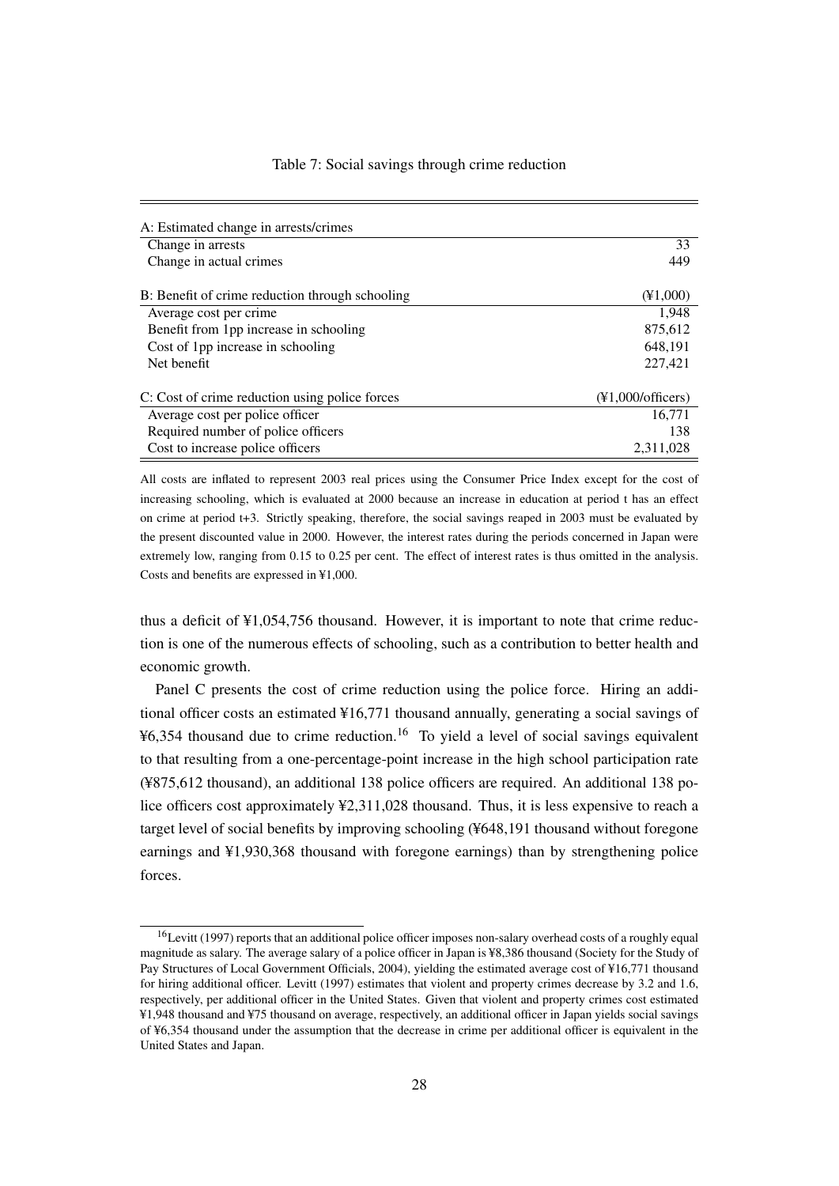Table 7: Social savings through crime reduction

| A: Estimated change in arrests/crimes | |
|---|---|
| Change in arrests | 33 |
| Change in actual crimes | 449 |
| **B: Benefit of crime reduction through schooling** | **(¥1,000)** |
| Average cost per crime | 1,948 |
| Benefit from 1pp increase in schooling | 875,612 |
| Cost of 1pp increase in schooling | 648,191 |
| Net benefit | 227,421 |
| **C: Cost of crime reduction using police forces** | **(¥1,000/officers)** |
| Average cost per police officer | 16,771 |
| Required number of police officers | 138 |
| Cost to increase police officers | 2,311,028 |

All costs are inflated to represent 2003 real prices using the Consumer Price Index except for the cost of increasing schooling, which is evaluated at 2000 because an increase in education at period t has an effect on crime at period t+3. Strictly speaking, therefore, the social savings reaped in 2003 must be evaluated by the present discounted value in 2000. However, the interest rates during the periods concerned in Japan were extremely low, ranging from 0.15 to 0.25 per cent. The effect of interest rates is thus omitted in the analysis. Costs and benefits are expressed in ¥1,000.

thus a deficit of ¥1,054,756 thousand. However, it is important to note that crime reduction is one of the numerous effects of schooling, such as a contribution to better health and economic growth.

Panel C presents the cost of crime reduction using the police force. Hiring an additional officer costs an estimated ¥16,771 thousand annually, generating a social savings of ¥6,354 thousand due to crime reduction.[16] To yield a level of social savings equivalent to that resulting from a one-percentage-point increase in the high school participation rate (¥875,612 thousand), an additional 138 police officers are required. An additional 138 police officers cost approximately ¥2,311,028 thousand. Thus, it is less expensive to reach a target level of social benefits by improving schooling (¥648,191 thousand without foregone earnings and ¥1,930,368 thousand with foregone earnings) than by strengthening police forces.

[16] Levitt (1997) reports that an additional police officer imposes non-salary overhead costs of a roughly equal magnitude as salary. The average salary of a police officer in Japan is ¥8,386 thousand (Society for the Study of Pay Structures of Local Government Officials, 2004), yielding the estimated average cost of ¥16,771 thousand for hiring additional officer. Levitt (1997) estimates that violent and property crimes decrease by 3.2 and 1.6, respectively, per additional officer in the United States. Given that violent and property crimes cost estimated ¥1,948 thousand and ¥75 thousand on average, respectively, an additional officer in Japan yields social savings of ¥6,354 thousand under the assumption that the decrease in crime per additional officer is equivalent in the United States and Japan.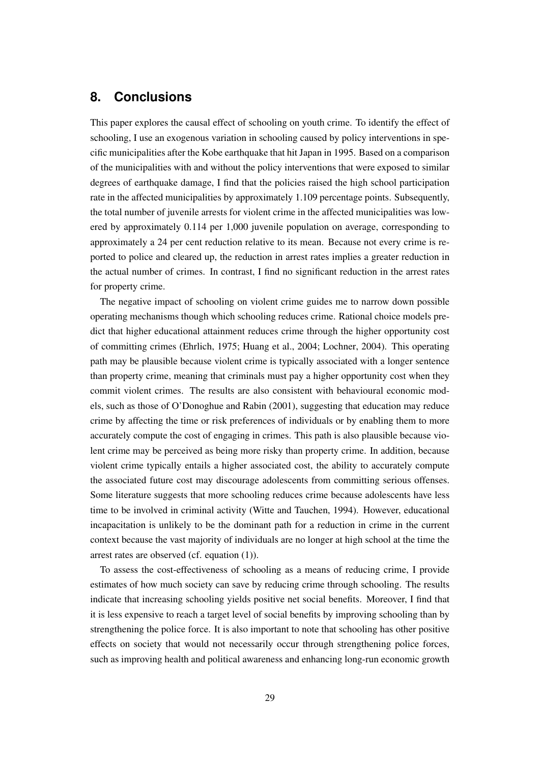## 8. Conclusions

This paper explores the causal effect of schooling on youth crime. To identify the effect of schooling, I use an exogenous variation in schooling caused by policy interventions in specific municipalities after the Kobe earthquake that hit Japan in 1995. Based on a comparison of the municipalities with and without the policy interventions that were exposed to similar degrees of earthquake damage, I find that the policies raised the high school participation rate in the affected municipalities by approximately 1.109 percentage points. Subsequently, the total number of juvenile arrests for violent crime in the affected municipalities was lowered by approximately 0.114 per 1,000 juvenile population on average, corresponding to approximately a 24 per cent reduction relative to its mean. Because not every crime is reported to police and cleared up, the reduction in arrest rates implies a greater reduction in the actual number of crimes. In contrast, I find no significant reduction in the arrest rates for property crime.

The negative impact of schooling on violent crime guides me to narrow down possible operating mechanisms though which schooling reduces crime. Rational choice models predict that higher educational attainment reduces crime through the higher opportunity cost of committing crimes (Ehrlich, 1975; Huang et al., 2004; Lochner, 2004). This operating path may be plausible because violent crime is typically associated with a longer sentence than property crime, meaning that criminals must pay a higher opportunity cost when they commit violent crimes. The results are also consistent with behavioural economic models, such as those of O'Donoghue and Rabin (2001), suggesting that education may reduce crime by affecting the time or risk preferences of individuals or by enabling them to more accurately compute the cost of engaging in crimes. This path is also plausible because violent crime may be perceived as being more risky than property crime. In addition, because violent crime typically entails a higher associated cost, the ability to accurately compute the associated future cost may discourage adolescents from committing serious offenses. Some literature suggests that more schooling reduces crime because adolescents have less time to be involved in criminal activity (Witte and Tauchen, 1994). However, educational incapacitation is unlikely to be the dominant path for a reduction in crime in the current context because the vast majority of individuals are no longer at high school at the time the arrest rates are observed (cf. equation (1)).

To assess the cost-effectiveness of schooling as a means of reducing crime, I provide estimates of how much society can save by reducing crime through schooling. The results indicate that increasing schooling yields positive net social benefits. Moreover, I find that it is less expensive to reach a target level of social benefits by improving schooling than by strengthening the police force. It is also important to note that schooling has other positive effects on society that would not necessarily occur through strengthening police forces, such as improving health and political awareness and enhancing long-run economic growth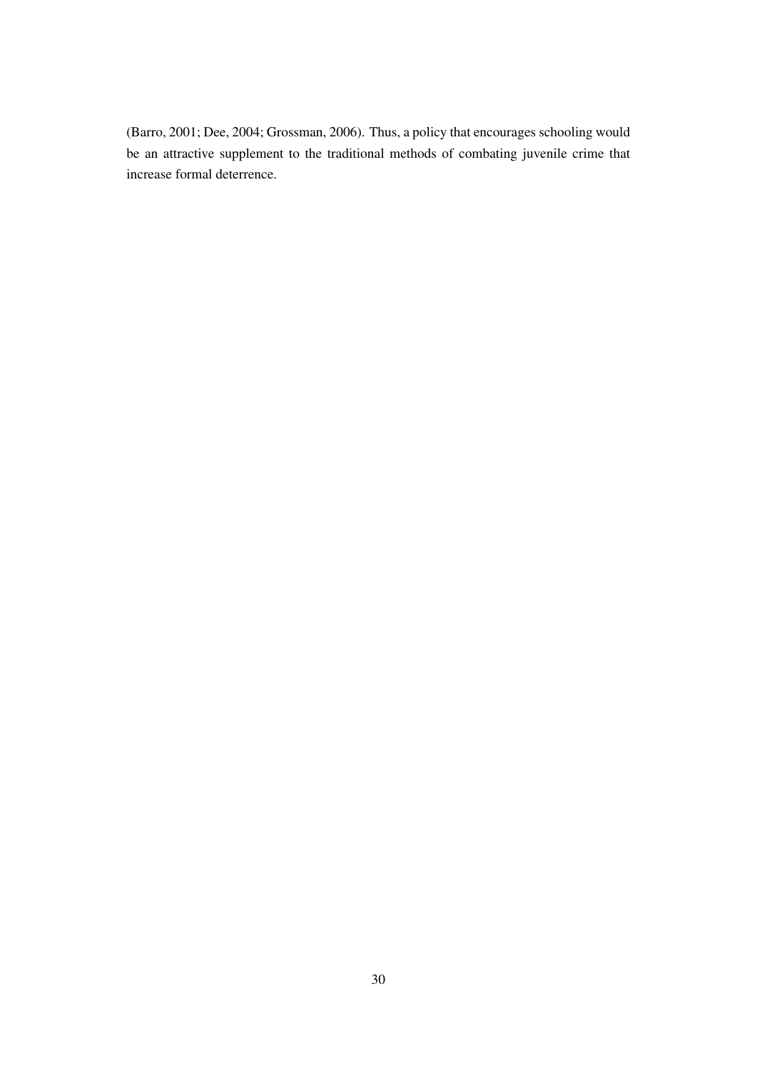(Barro, 2001; Dee, 2004; Grossman, 2006). Thus, a policy that encourages schooling would be an attractive supplement to the traditional methods of combating juvenile crime that increase formal deterrence.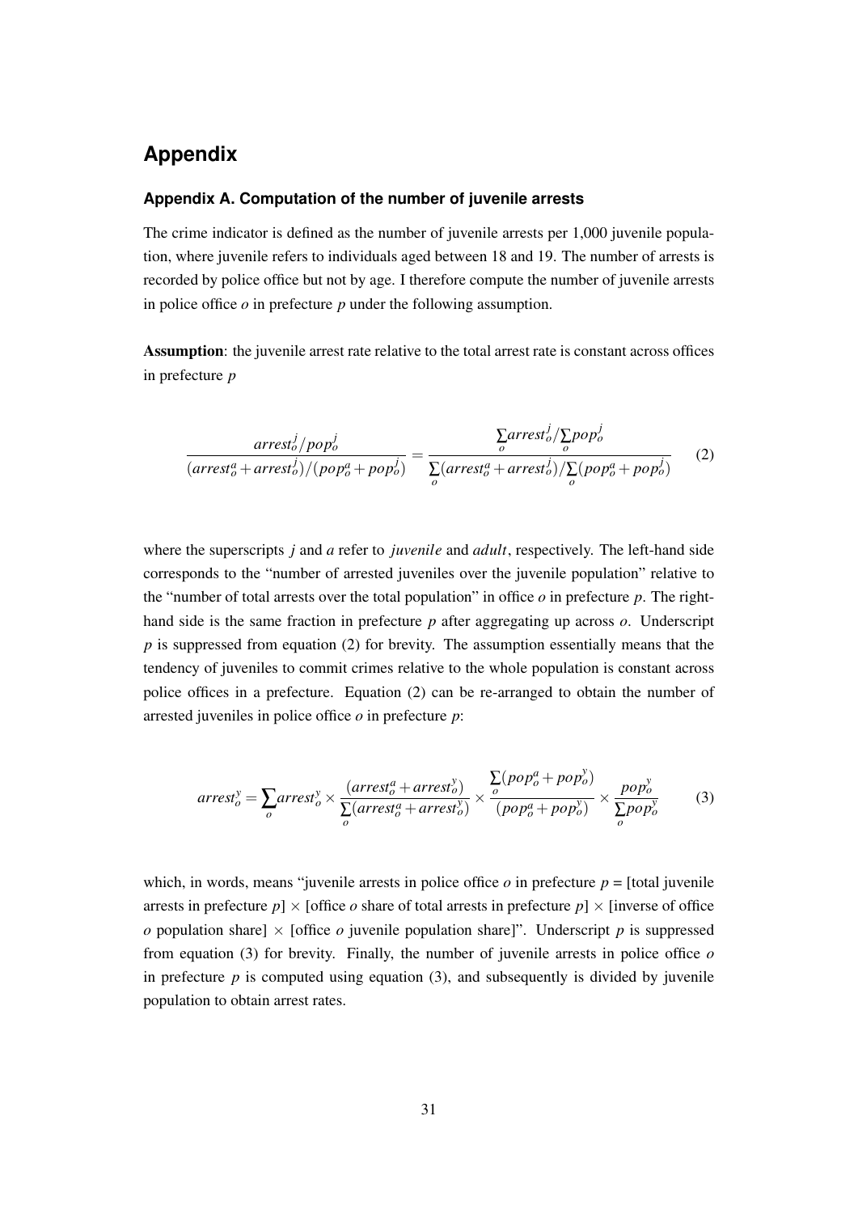# Appendix

### Appendix A. Computation of the number of juvenile arrests

The crime indicator is defined as the number of juvenile arrests per 1,000 juvenile population, where juvenile refers to individuals aged between 18 and 19. The number of arrests is recorded by police office but not by age. I therefore compute the number of juvenile arrests in police office $o$ in prefecture $p$ under the following assumption.

**Assumption**: the juvenile arrest rate relative to the total arrest rate is constant across offices in prefecture $p$

$$\frac{arrest_o^j / pop_o^j}{(arrest_o^a + arrest_o^j)/(pop_o^a + pop_o^j)} = \frac{\sum\limits_o arrest_o^j / \sum\limits_o pop_o^j}{\sum\limits_o (arrest_o^a + arrest_o^j) / \sum\limits_o (pop_o^a + pop_o^j)} \tag{2}$$

where the superscripts $j$ and $a$ refer to *juvenile* and *adult*, respectively. The left-hand side corresponds to the "number of arrested juveniles over the juvenile population" relative to the "number of total arrests over the total population" in office $o$ in prefecture $p$. The right-hand side is the same fraction in prefecture $p$ after aggregating up across $o$. Underscript $p$ is suppressed from equation (2) for brevity. The assumption essentially means that the tendency of juveniles to commit crimes relative to the whole population is constant across police offices in a prefecture. Equation (2) can be re-arranged to obtain the number of arrested juveniles in police office $o$ in prefecture $p$:

$$arrest_o^y = \sum_o arrest_o^y \times \frac{(arrest_o^a + arrest_o^y)}{\sum\limits_o (arrest_o^a + arrest_o^y)} \times \frac{\sum\limits_o (pop_o^a + pop_o^y)}{(pop_o^a + pop_o^y)} \times \frac{pop_o^y}{\sum\limits_o pop_o^y} \tag{3}$$

which, in words, means "juvenile arrests in police office $o$ in prefecture $p$ = [total juvenile arrests in prefecture $p$] $\times$ [office $o$ share of total arrests in prefecture $p$] $\times$ [inverse of office $o$ population share] $\times$ [office $o$ juvenile population share]". Underscript $p$ is suppressed from equation (3) for brevity. Finally, the number of juvenile arrests in police office $o$ in prefecture $p$ is computed using equation (3), and subsequently is divided by juvenile population to obtain arrest rates.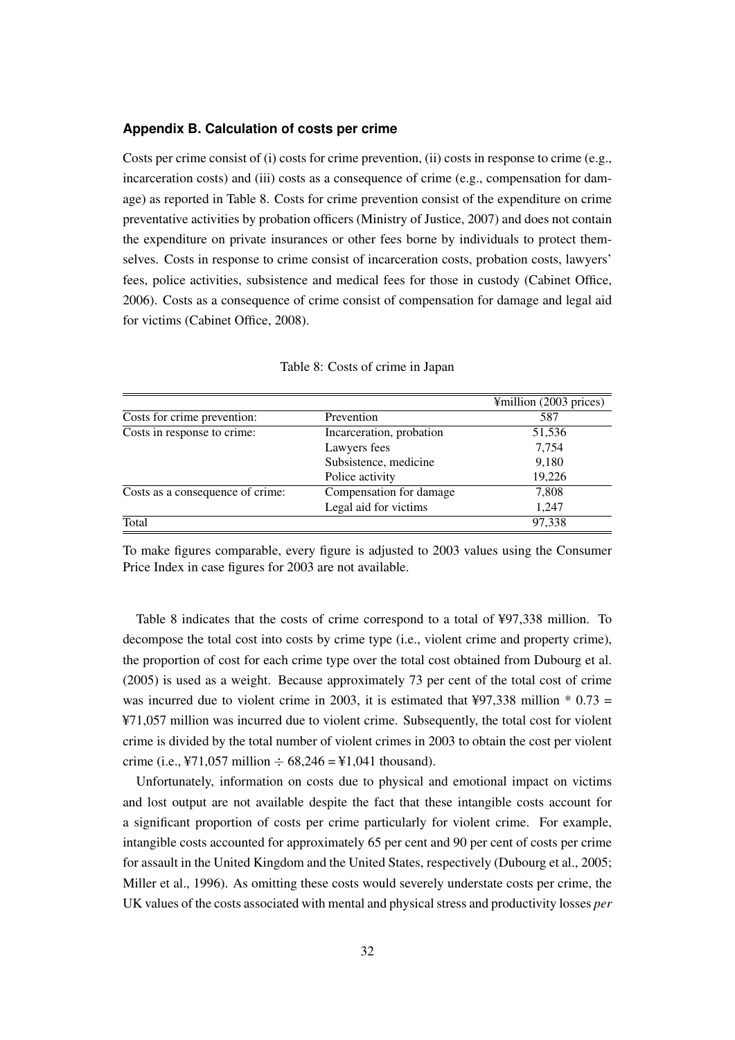## Appendix B. Calculation of costs per crime

Costs per crime consist of (i) costs for crime prevention, (ii) costs in response to crime (e.g., incarceration costs) and (iii) costs as a consequence of crime (e.g., compensation for damage) as reported in Table 8. Costs for crime prevention consist of the expenditure on crime preventative activities by probation officers (Ministry of Justice, 2007) and does not contain the expenditure on private insurances or other fees borne by individuals to protect themselves. Costs in response to crime consist of incarceration costs, probation costs, lawyers' fees, police activities, subsistence and medical fees for those in custody (Cabinet Office, 2006). Costs as a consequence of crime consist of compensation for damage and legal aid for victims (Cabinet Office, 2008).

Table 8: Costs of crime in Japan

| | | ¥million (2003 prices) |
|---|---|---|
| Costs for crime prevention: | Prevention | 587 |
| Costs in response to crime: | Incarceration, probation | 51,536 |
| | Lawyers fees | 7,754 |
| | Subsistence, medicine | 9,180 |
| | Police activity | 19,226 |
| Costs as a consequence of crime: | Compensation for damage | 7,808 |
| | Legal aid for victims | 1,247 |
| Total | | 97,338 |

To make figures comparable, every figure is adjusted to 2003 values using the Consumer Price Index in case figures for 2003 are not available.

Table 8 indicates that the costs of crime correspond to a total of ¥97,338 million. To decompose the total cost into costs by crime type (i.e., violent crime and property crime), the proportion of cost for each crime type over the total cost obtained from Dubourg et al. (2005) is used as a weight. Because approximately 73 per cent of the total cost of crime was incurred due to violent crime in 2003, it is estimated that ¥97,338 million * 0.73 = ¥71,057 million was incurred due to violent crime. Subsequently, the total cost for violent crime is divided by the total number of violent crimes in 2003 to obtain the cost per violent crime (i.e., ¥71,057 million ÷ 68,246 = ¥1,041 thousand).

Unfortunately, information on costs due to physical and emotional impact on victims and lost output are not available despite the fact that these intangible costs account for a significant proportion of costs per crime particularly for violent crime. For example, intangible costs accounted for approximately 65 per cent and 90 per cent of costs per crime for assault in the United Kingdom and the United States, respectively (Dubourg et al., 2005; Miller et al., 1996). As omitting these costs would severely understate costs per crime, the UK values of the costs associated with mental and physical stress and productivity losses *per*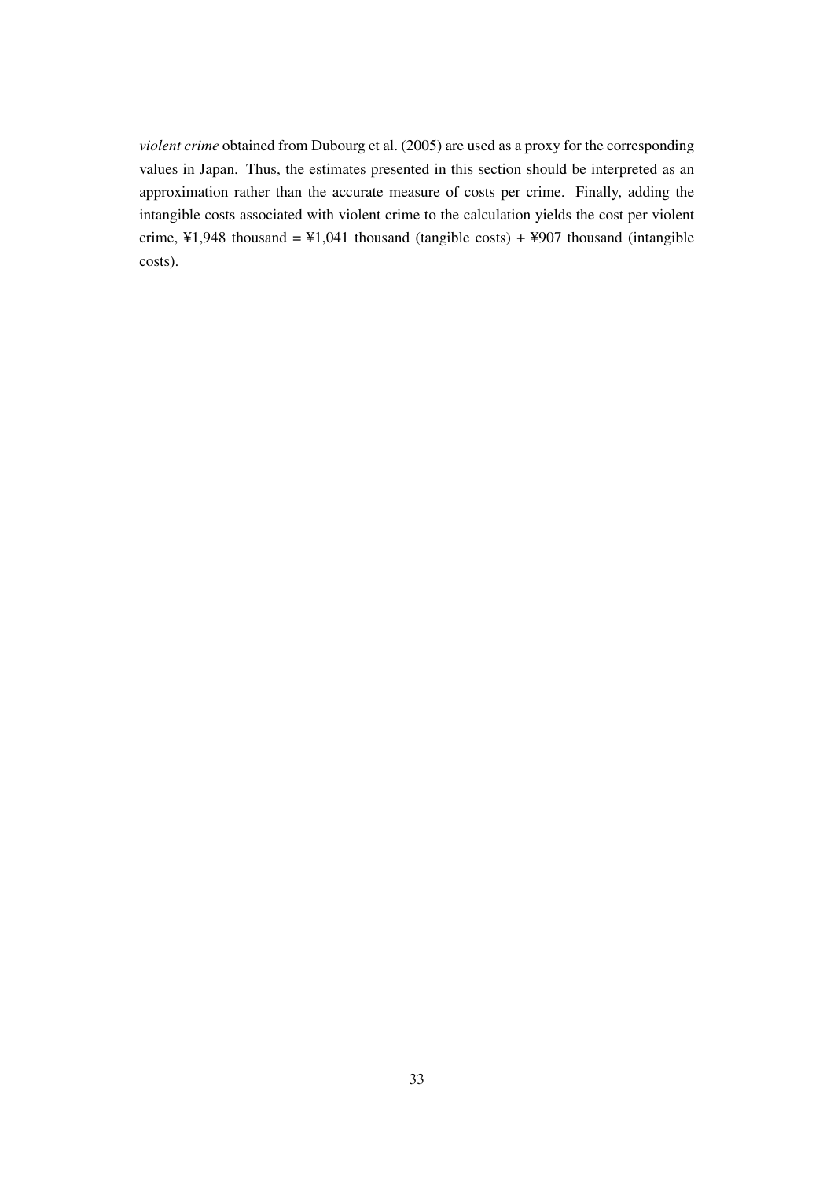*violent crime* obtained from Dubourg et al. (2005) are used as a proxy for the corresponding values in Japan. Thus, the estimates presented in this section should be interpreted as an approximation rather than the accurate measure of costs per crime. Finally, adding the intangible costs associated with violent crime to the calculation yields the cost per violent crime, ¥1,948 thousand = ¥1,041 thousand (tangible costs) + ¥907 thousand (intangible costs).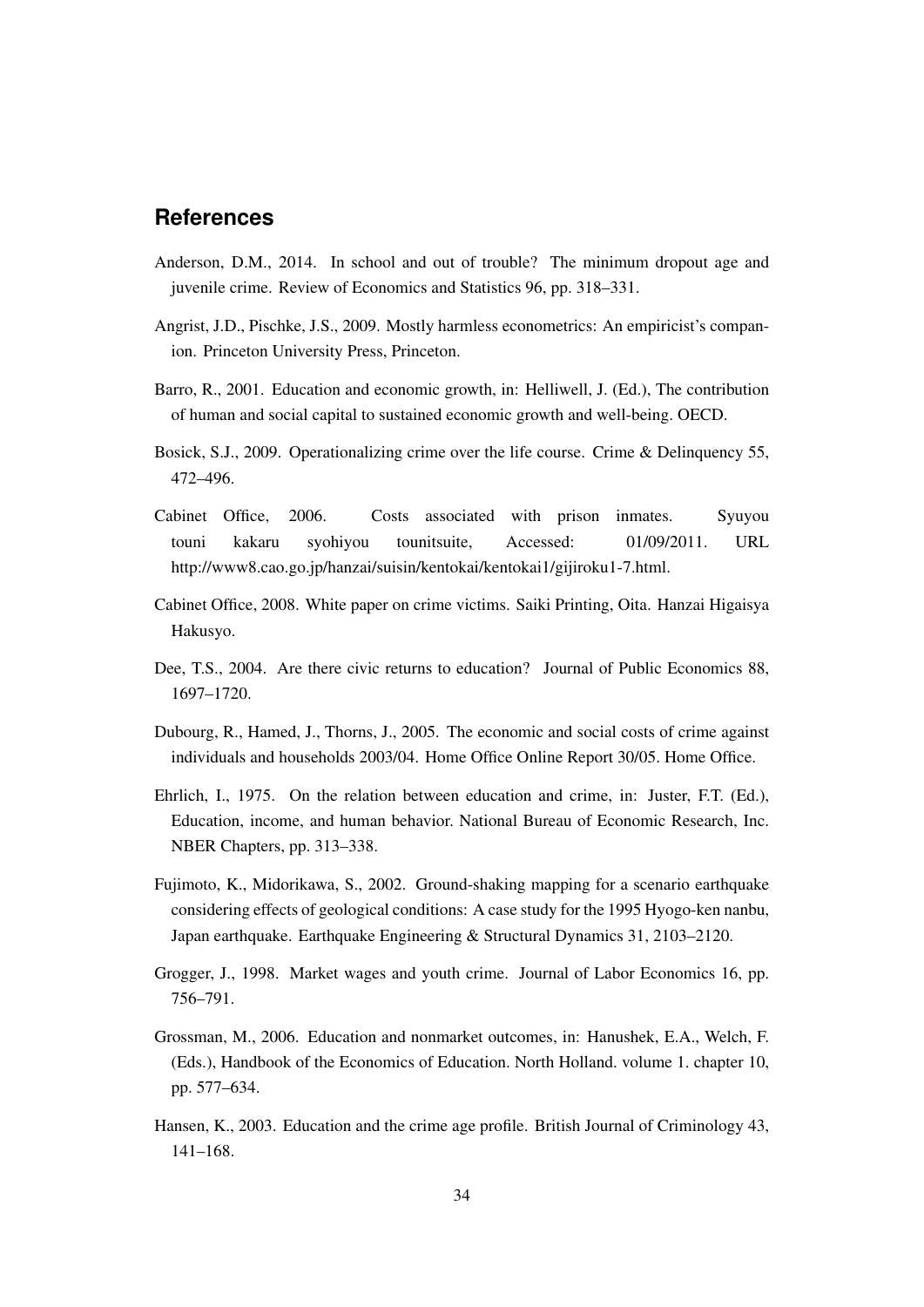## References

Anderson, D.M., 2014. In school and out of trouble? The minimum dropout age and juvenile crime. Review of Economics and Statistics 96, pp. 318–331.

Angrist, J.D., Pischke, J.S., 2009. Mostly harmless econometrics: An empiricist's companion. Princeton University Press, Princeton.

Barro, R., 2001. Education and economic growth, in: Helliwell, J. (Ed.), The contribution of human and social capital to sustained economic growth and well-being. OECD.

Bosick, S.J., 2009. Operationalizing crime over the life course. Crime & Delinquency 55, 472–496.

Cabinet Office, 2006. Costs associated with prison inmates. Syuyou touni kakaru syohiyou tounitsuite, Accessed: 01/09/2011. URL http://www8.cao.go.jp/hanzai/suisin/kentokai/kentokai1/gijiroku1-7.html.

Cabinet Office, 2008. White paper on crime victims. Saiki Printing, Oita. Hanzai Higaisya Hakusyo.

Dee, T.S., 2004. Are there civic returns to education? Journal of Public Economics 88, 1697–1720.

Dubourg, R., Hamed, J., Thorns, J., 2005. The economic and social costs of crime against individuals and households 2003/04. Home Office Online Report 30/05. Home Office.

Ehrlich, I., 1975. On the relation between education and crime, in: Juster, F.T. (Ed.), Education, income, and human behavior. National Bureau of Economic Research, Inc. NBER Chapters, pp. 313–338.

Fujimoto, K., Midorikawa, S., 2002. Ground-shaking mapping for a scenario earthquake considering effects of geological conditions: A case study for the 1995 Hyogo-ken nanbu, Japan earthquake. Earthquake Engineering & Structural Dynamics 31, 2103–2120.

Grogger, J., 1998. Market wages and youth crime. Journal of Labor Economics 16, pp. 756–791.

Grossman, M., 2006. Education and nonmarket outcomes, in: Hanushek, E.A., Welch, F. (Eds.), Handbook of the Economics of Education. North Holland. volume 1. chapter 10, pp. 577–634.

Hansen, K., 2003. Education and the crime age profile. British Journal of Criminology 43, 141–168.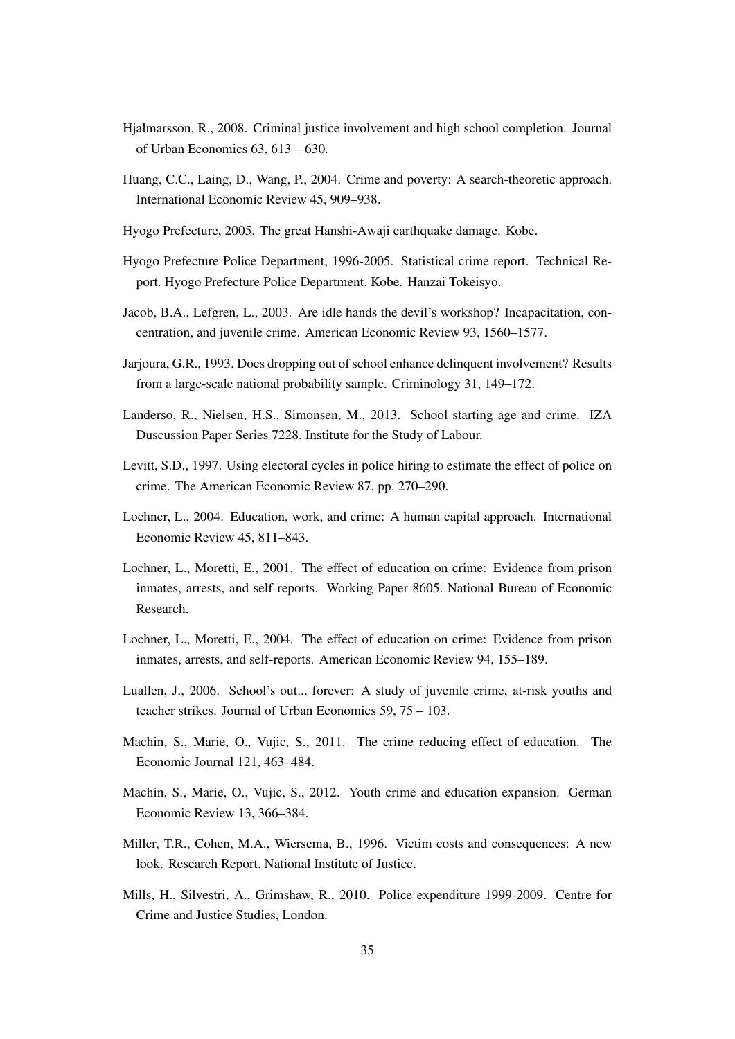Hjalmarsson, R., 2008. Criminal justice involvement and high school completion. Journal of Urban Economics 63, 613 – 630.

Huang, C.C., Laing, D., Wang, P., 2004. Crime and poverty: A search-theoretic approach. International Economic Review 45, 909–938.

Hyogo Prefecture, 2005. The great Hanshi-Awaji earthquake damage. Kobe.

Hyogo Prefecture Police Department, 1996-2005. Statistical crime report. Technical Report. Hyogo Prefecture Police Department. Kobe. Hanzai Tokeisyo.

Jacob, B.A., Lefgren, L., 2003. Are idle hands the devil's workshop? Incapacitation, concentration, and juvenile crime. American Economic Review 93, 1560–1577.

Jarjoura, G.R., 1993. Does dropping out of school enhance delinquent involvement? Results from a large-scale national probability sample. Criminology 31, 149–172.

Landerso, R., Nielsen, H.S., Simonsen, M., 2013. School starting age and crime. IZA Duscussion Paper Series 7228. Institute for the Study of Labour.

Levitt, S.D., 1997. Using electoral cycles in police hiring to estimate the effect of police on crime. The American Economic Review 87, pp. 270–290.

Lochner, L., 2004. Education, work, and crime: A human capital approach. International Economic Review 45, 811–843.

Lochner, L., Moretti, E., 2001. The effect of education on crime: Evidence from prison inmates, arrests, and self-reports. Working Paper 8605. National Bureau of Economic Research.

Lochner, L., Moretti, E., 2004. The effect of education on crime: Evidence from prison inmates, arrests, and self-reports. American Economic Review 94, 155–189.

Luallen, J., 2006. School's out... forever: A study of juvenile crime, at-risk youths and teacher strikes. Journal of Urban Economics 59, 75 – 103.

Machin, S., Marie, O., Vujic, S., 2011. The crime reducing effect of education. The Economic Journal 121, 463–484.

Machin, S., Marie, O., Vujic, S., 2012. Youth crime and education expansion. German Economic Review 13, 366–384.

Miller, T.R., Cohen, M.A., Wiersema, B., 1996. Victim costs and consequences: A new look. Research Report. National Institute of Justice.

Mills, H., Silvestri, A., Grimshaw, R., 2010. Police expenditure 1999-2009. Centre for Crime and Justice Studies, London.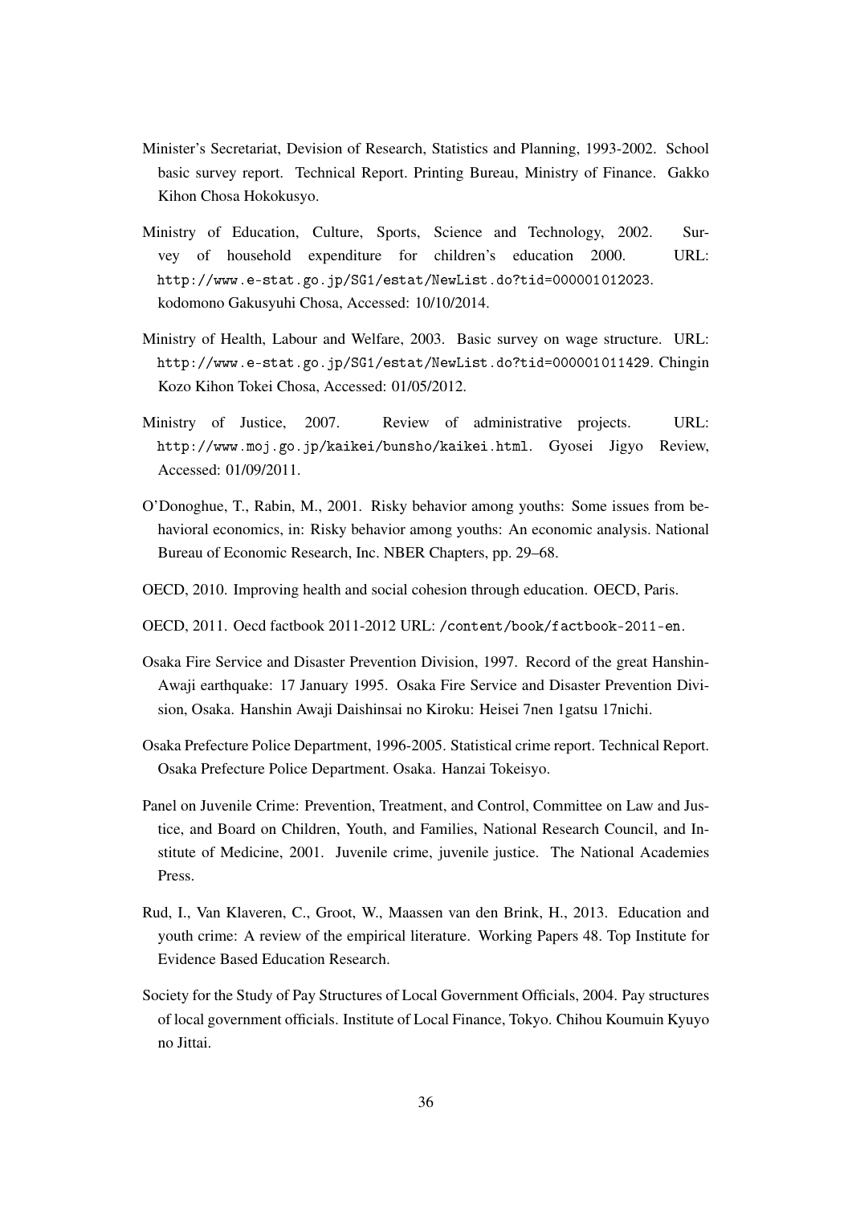Minister's Secretariat, Devision of Research, Statistics and Planning, 1993-2002. School basic survey report. Technical Report. Printing Bureau, Ministry of Finance. Gakko Kihon Chosa Hokokusyo.

Ministry of Education, Culture, Sports, Science and Technology, 2002. Survey of household expenditure for children's education 2000. URL: http://www.e-stat.go.jp/SG1/estat/NewList.do?tid=000001012023. kodomono Gakusyuhi Chosa, Accessed: 10/10/2014.

Ministry of Health, Labour and Welfare, 2003. Basic survey on wage structure. URL: http://www.e-stat.go.jp/SG1/estat/NewList.do?tid=000001011429. Chingin Kozo Kihon Tokei Chosa, Accessed: 01/05/2012.

Ministry of Justice, 2007. Review of administrative projects. URL: http://www.moj.go.jp/kaikei/bunsho/kaikei.html. Gyosei Jigyo Review, Accessed: 01/09/2011.

O'Donoghue, T., Rabin, M., 2001. Risky behavior among youths: Some issues from behavioral economics, in: Risky behavior among youths: An economic analysis. National Bureau of Economic Research, Inc. NBER Chapters, pp. 29–68.

OECD, 2010. Improving health and social cohesion through education. OECD, Paris.

OECD, 2011. Oecd factbook 2011-2012 URL: /content/book/factbook-2011-en.

Osaka Fire Service and Disaster Prevention Division, 1997. Record of the great Hanshin-Awaji earthquake: 17 January 1995. Osaka Fire Service and Disaster Prevention Division, Osaka. Hanshin Awaji Daishinsai no Kiroku: Heisei 7nen 1gatsu 17nichi.

Osaka Prefecture Police Department, 1996-2005. Statistical crime report. Technical Report. Osaka Prefecture Police Department. Osaka. Hanzai Tokeisyo.

Panel on Juvenile Crime: Prevention, Treatment, and Control, Committee on Law and Justice, and Board on Children, Youth, and Families, National Research Council, and Institute of Medicine, 2001. Juvenile crime, juvenile justice. The National Academies Press.

Rud, I., Van Klaveren, C., Groot, W., Maassen van den Brink, H., 2013. Education and youth crime: A review of the empirical literature. Working Papers 48. Top Institute for Evidence Based Education Research.

Society for the Study of Pay Structures of Local Government Officials, 2004. Pay structures of local government officials. Institute of Local Finance, Tokyo. Chihou Koumuin Kyuyo no Jittai.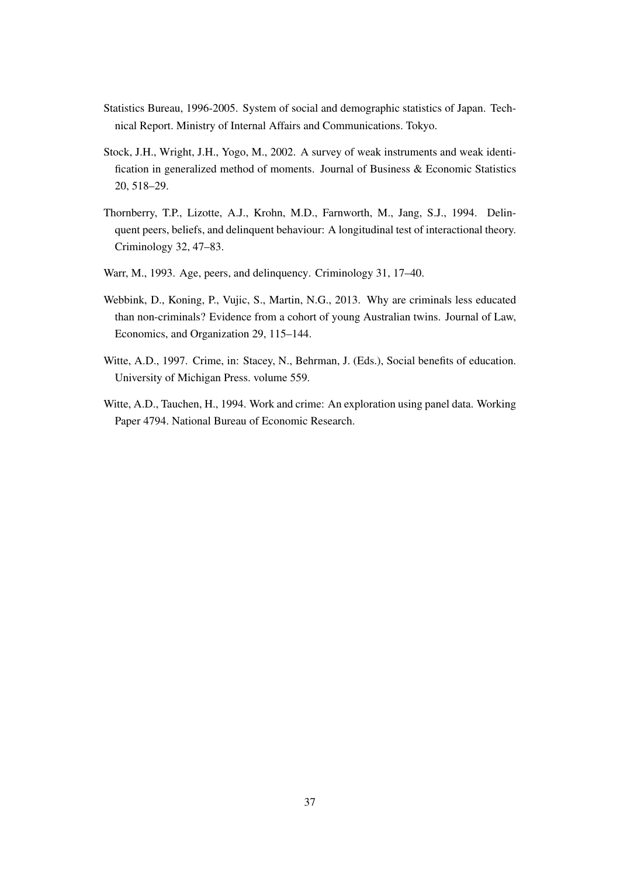Statistics Bureau, 1996-2005. System of social and demographic statistics of Japan. Technical Report. Ministry of Internal Affairs and Communications. Tokyo.

Stock, J.H., Wright, J.H., Yogo, M., 2002. A survey of weak instruments and weak identification in generalized method of moments. Journal of Business & Economic Statistics 20, 518–29.

Thornberry, T.P., Lizotte, A.J., Krohn, M.D., Farnworth, M., Jang, S.J., 1994. Delinquent peers, beliefs, and delinquent behaviour: A longitudinal test of interactional theory. Criminology 32, 47–83.

Warr, M., 1993. Age, peers, and delinquency. Criminology 31, 17–40.

Webbink, D., Koning, P., Vujic, S., Martin, N.G., 2013. Why are criminals less educated than non-criminals? Evidence from a cohort of young Australian twins. Journal of Law, Economics, and Organization 29, 115–144.

Witte, A.D., 1997. Crime, in: Stacey, N., Behrman, J. (Eds.), Social benefits of education. University of Michigan Press. volume 559.

Witte, A.D., Tauchen, H., 1994. Work and crime: An exploration using panel data. Working Paper 4794. National Bureau of Economic Research.